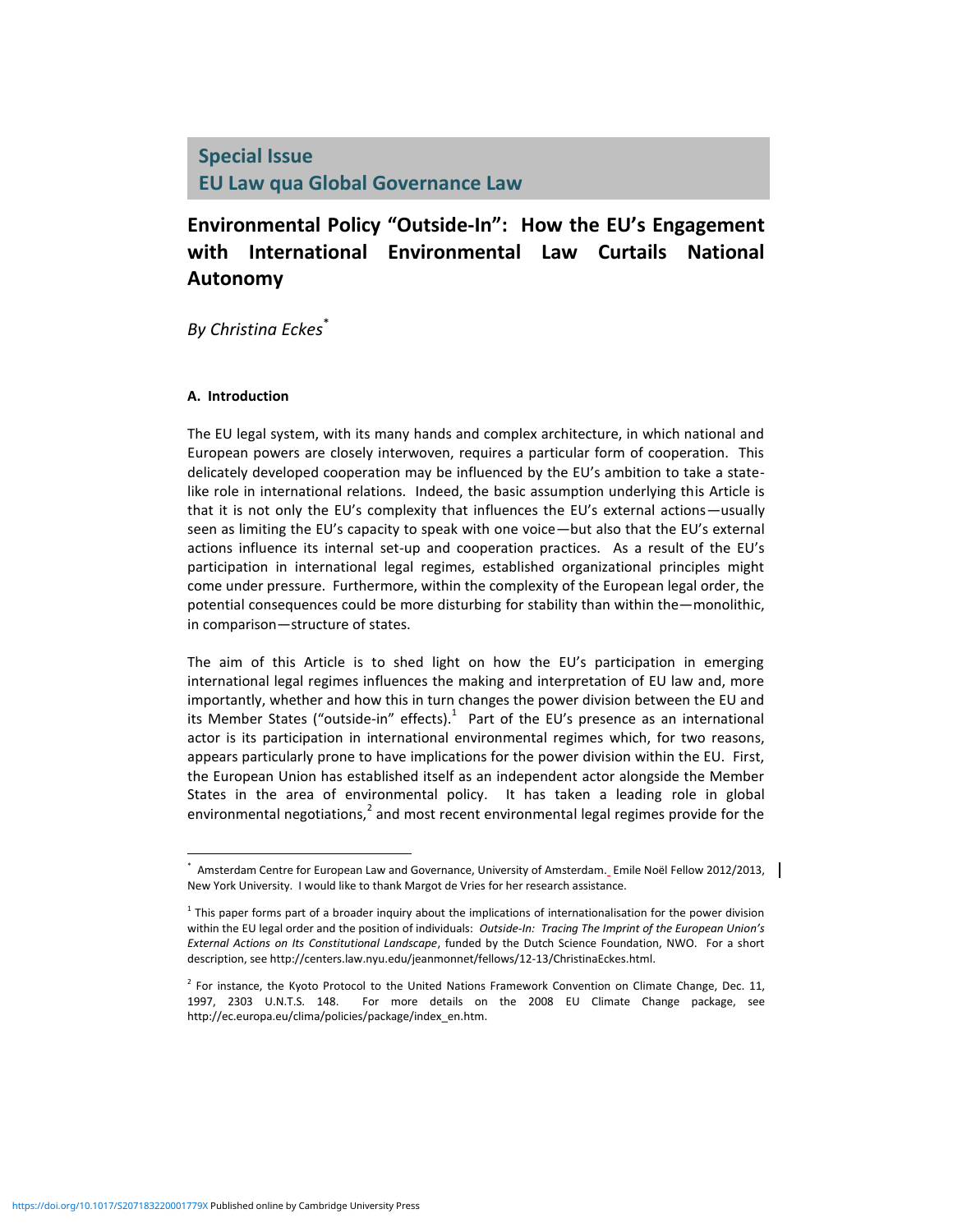**Special Issue**
**EU Law qua Global Governance Law**

# Environmental Policy "Outside-In": How the EU's Engagement with International Environmental Law Curtails National Autonomy

*By Christina Eckes*[*]

## A. Introduction

The EU legal system, with its many hands and complex architecture, in which national and European powers are closely interwoven, requires a particular form of cooperation. This delicately developed cooperation may be influenced by the EU's ambition to take a state-like role in international relations. Indeed, the basic assumption underlying this Article is that it is not only the EU's complexity that influences the EU's external actions—usually seen as limiting the EU's capacity to speak with one voice—but also that the EU's external actions influence its internal set-up and cooperation practices. As a result of the EU's participation in international legal regimes, established organizational principles might come under pressure. Furthermore, within the complexity of the European legal order, the potential consequences could be more disturbing for stability than within the—monolithic, in comparison—structure of states.

The aim of this Article is to shed light on how the EU's participation in emerging international legal regimes influences the making and interpretation of EU law and, more importantly, whether and how this in turn changes the power division between the EU and its Member States ("outside-in" effects).[1] Part of the EU's presence as an international actor is its participation in international environmental regimes which, for two reasons, appears particularly prone to have implications for the power division within the EU. First, the European Union has established itself as an independent actor alongside the Member States in the area of environmental policy. It has taken a leading role in global environmental negotiations,[2] and most recent environmental legal regimes provide for the

---

[*] Amsterdam Centre for European Law and Governance, University of Amsterdam. Emile Noël Fellow 2012/2013, New York University. I would like to thank Margot de Vries for her research assistance.

[1] This paper forms part of a broader inquiry about the implications of internationalisation for the power division within the EU legal order and the position of individuals: *Outside-In: Tracing The Imprint of the European Union's External Actions on Its Constitutional Landscape*, funded by the Dutch Science Foundation, NWO. For a short description, see http://centers.law.nyu.edu/jeanmonnet/fellows/12-13/ChristinaEckes.html.

[2] For instance, the Kyoto Protocol to the United Nations Framework Convention on Climate Change, Dec. 11, 1997, 2303 U.N.T.S. 148. For more details on the 2008 EU Climate Change package, see http://ec.europa.eu/clima/policies/package/index_en.htm.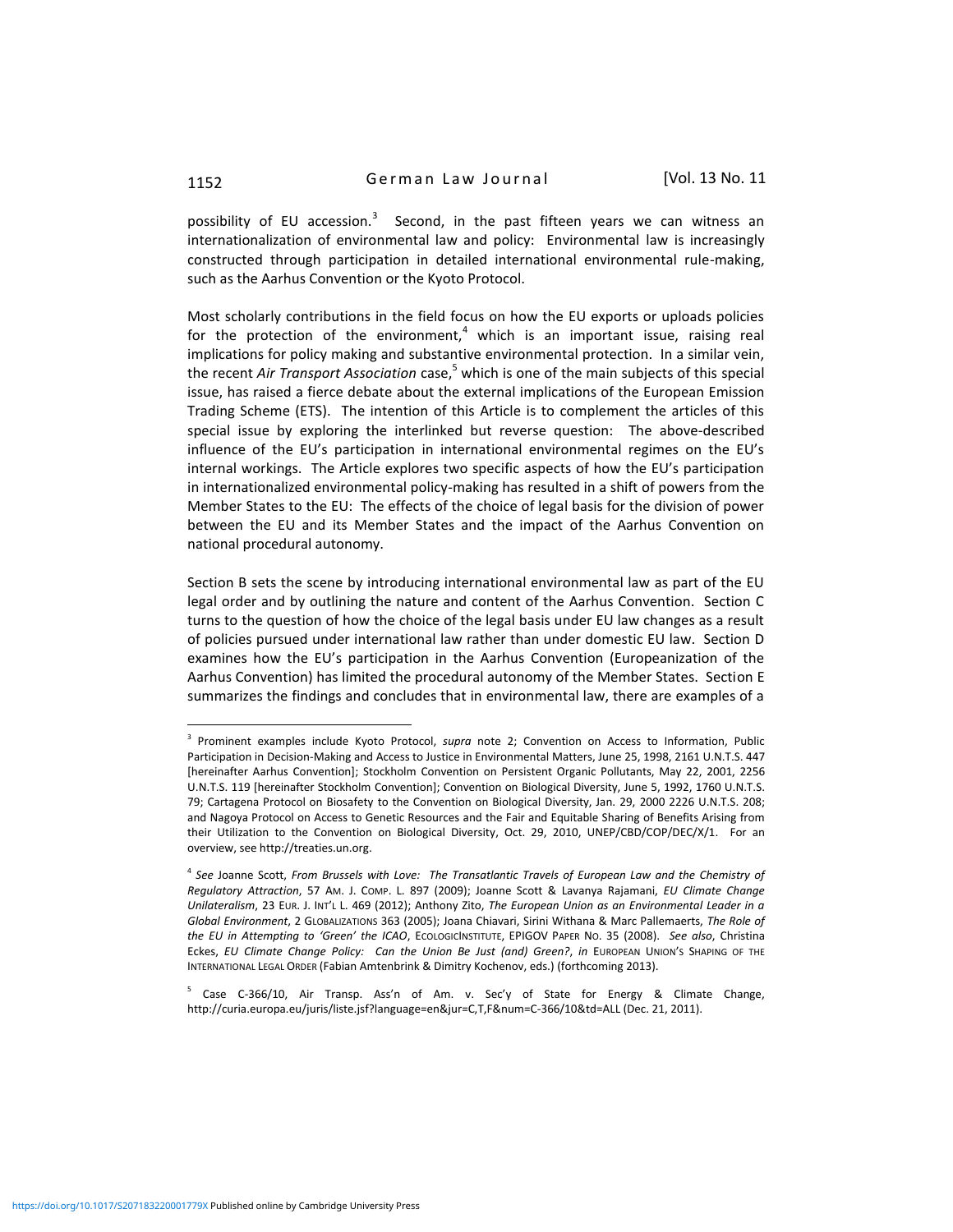possibility of EU accession.[3] Second, in the past fifteen years we can witness an internationalization of environmental law and policy: Environmental law is increasingly constructed through participation in detailed international environmental rule-making, such as the Aarhus Convention or the Kyoto Protocol.

Most scholarly contributions in the field focus on how the EU exports or uploads policies for the protection of the environment,[4] which is an important issue, raising real implications for policy making and substantive environmental protection. In a similar vein, the recent *Air Transport Association* case,[5] which is one of the main subjects of this special issue, has raised a fierce debate about the external implications of the European Emission Trading Scheme (ETS). The intention of this Article is to complement the articles of this special issue by exploring the interlinked but reverse question: The above-described influence of the EU's participation in international environmental regimes on the EU's internal workings. The Article explores two specific aspects of how the EU's participation in internationalized environmental policy-making has resulted in a shift of powers from the Member States to the EU: The effects of the choice of legal basis for the division of power between the EU and its Member States and the impact of the Aarhus Convention on national procedural autonomy.

Section B sets the scene by introducing international environmental law as part of the EU legal order and by outlining the nature and content of the Aarhus Convention. Section C turns to the question of how the choice of the legal basis under EU law changes as a result of policies pursued under international law rather than under domestic EU law. Section D examines how the EU's participation in the Aarhus Convention (Europeanization of the Aarhus Convention) has limited the procedural autonomy of the Member States. Section E summarizes the findings and concludes that in environmental law, there are examples of a

---

[3] Prominent examples include Kyoto Protocol, *supra* note 2; Convention on Access to Information, Public Participation in Decision-Making and Access to Justice in Environmental Matters, June 25, 1998, 2161 U.N.T.S. 447 [hereinafter Aarhus Convention]; Stockholm Convention on Persistent Organic Pollutants, May 22, 2001, 2256 U.N.T.S. 119 [hereinafter Stockholm Convention]; Convention on Biological Diversity, June 5, 1992, 1760 U.N.T.S. 79; Cartagena Protocol on Biosafety to the Convention on Biological Diversity, Jan. 29, 2000 2226 U.N.T.S. 208; and Nagoya Protocol on Access to Genetic Resources and the Fair and Equitable Sharing of Benefits Arising from their Utilization to the Convention on Biological Diversity, Oct. 29, 2010, UNEP/CBD/COP/DEC/X/1. For an overview, see http://treaties.un.org.

[4] *See* Joanne Scott, *From Brussels with Love: The Transatlantic Travels of European Law and the Chemistry of Regulatory Attraction*, 57 AM. J. COMP. L. 897 (2009); Joanne Scott & Lavanya Rajamani, *EU Climate Change Unilateralism*, 23 EUR. J. INT'L L. 469 (2012); Anthony Zito, *The European Union as an Environmental Leader in a Global Environment*, 2 GLOBALIZATIONS 363 (2005); Joana Chiavari, Sirini Withana & Marc Pallemaerts, *The Role of the EU in Attempting to 'Green' the ICAO*, ECOLOGICINSTITUTE, EPIGOV PAPER NO. 35 (2008). *See also*, Christina Eckes, *EU Climate Change Policy: Can the Union Be Just (and) Green?*, *in* EUROPEAN UNION'S SHAPING OF THE INTERNATIONAL LEGAL ORDER (Fabian Amtenbrink & Dimitry Kochenov, eds.) (forthcoming 2013).

[5] Case C-366/10, Air Transp. Ass'n of Am. v. Sec'y of State for Energy & Climate Change, http://curia.europa.eu/juris/liste.jsf?language=en&jur=C,T,F&num=C-366/10&td=ALL (Dec. 21, 2011).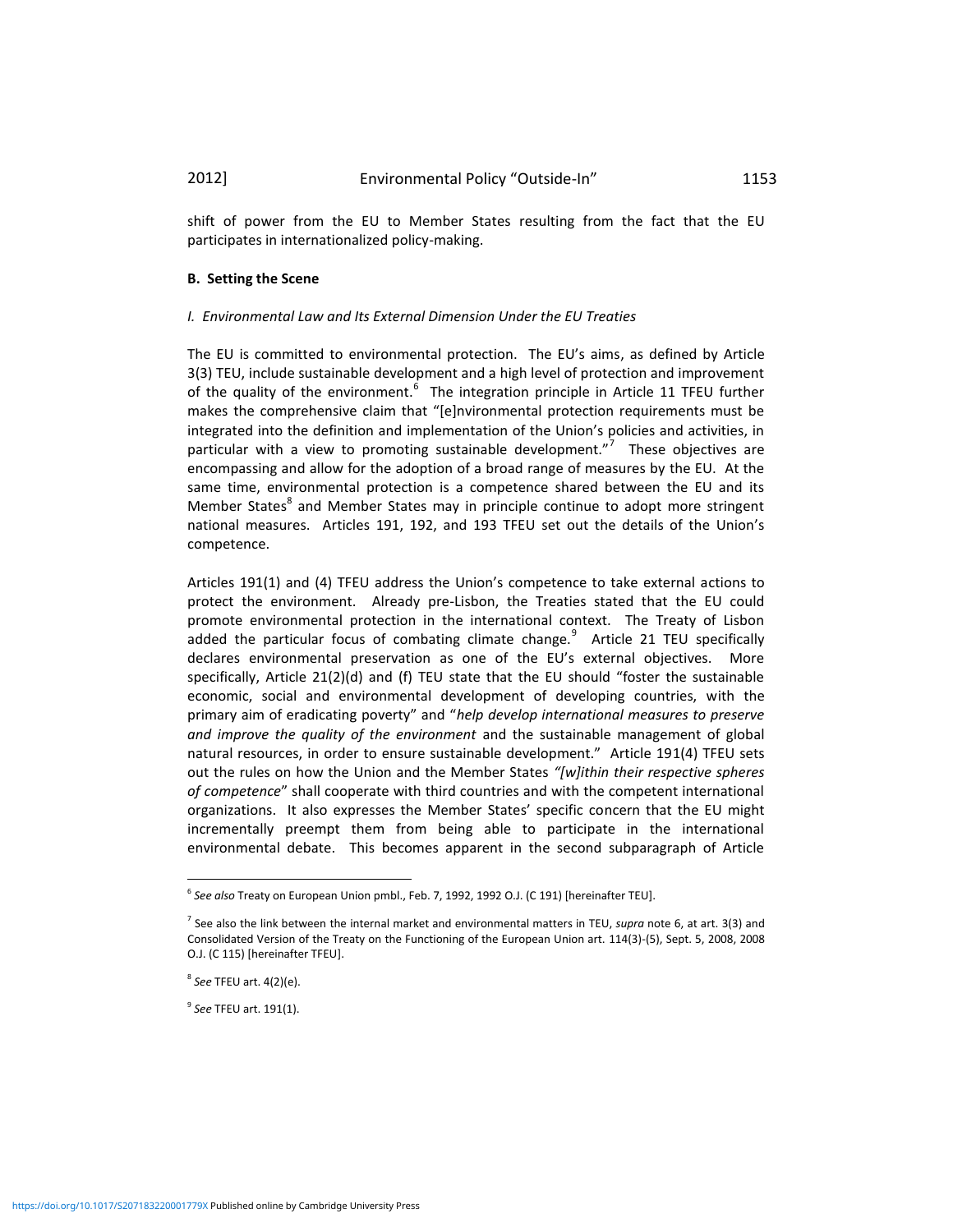shift of power from the EU to Member States resulting from the fact that the EU participates in internationalized policy-making.

### B. Setting the Scene

#### *I. Environmental Law and Its External Dimension Under the EU Treaties*

The EU is committed to environmental protection. The EU's aims, as defined by Article 3(3) TEU, include sustainable development and a high level of protection and improvement of the quality of the environment.[6] The integration principle in Article 11 TFEU further makes the comprehensive claim that "[e]nvironmental protection requirements must be integrated into the definition and implementation of the Union's policies and activities, in particular with a view to promoting sustainable development."[7] These objectives are encompassing and allow for the adoption of a broad range of measures by the EU. At the same time, environmental protection is a competence shared between the EU and its Member States[8] and Member States may in principle continue to adopt more stringent national measures. Articles 191, 192, and 193 TFEU set out the details of the Union's competence.

Articles 191(1) and (4) TFEU address the Union's competence to take external actions to protect the environment. Already pre-Lisbon, the Treaties stated that the EU could promote environmental protection in the international context. The Treaty of Lisbon added the particular focus of combating climate change.[9] Article 21 TEU specifically declares environmental preservation as one of the EU's external objectives. More specifically, Article 21(2)(d) and (f) TEU state that the EU should "foster the sustainable economic, social and environmental development of developing countries, with the primary aim of eradicating poverty" and "*help develop international measures to preserve and improve the quality of the environment* and the sustainable management of global natural resources, in order to ensure sustainable development." Article 191(4) TFEU sets out the rules on how the Union and the Member States *"[w]ithin their respective spheres of competence*" shall cooperate with third countries and with the competent international organizations. It also expresses the Member States' specific concern that the EU might incrementally preempt them from being able to participate in the international environmental debate. This becomes apparent in the second subparagraph of Article

---

[6] *See also* Treaty on European Union pmbl., Feb. 7, 1992, 1992 O.J. (C 191) [hereinafter TEU].

[7] See also the link between the internal market and environmental matters in TEU, *supra* note 6, at art. 3(3) and Consolidated Version of the Treaty on the Functioning of the European Union art. 114(3)-(5), Sept. 5, 2008, 2008 O.J. (C 115) [hereinafter TFEU].

[8] *See* TFEU art. 4(2)(e).

[9] *See* TFEU art. 191(1).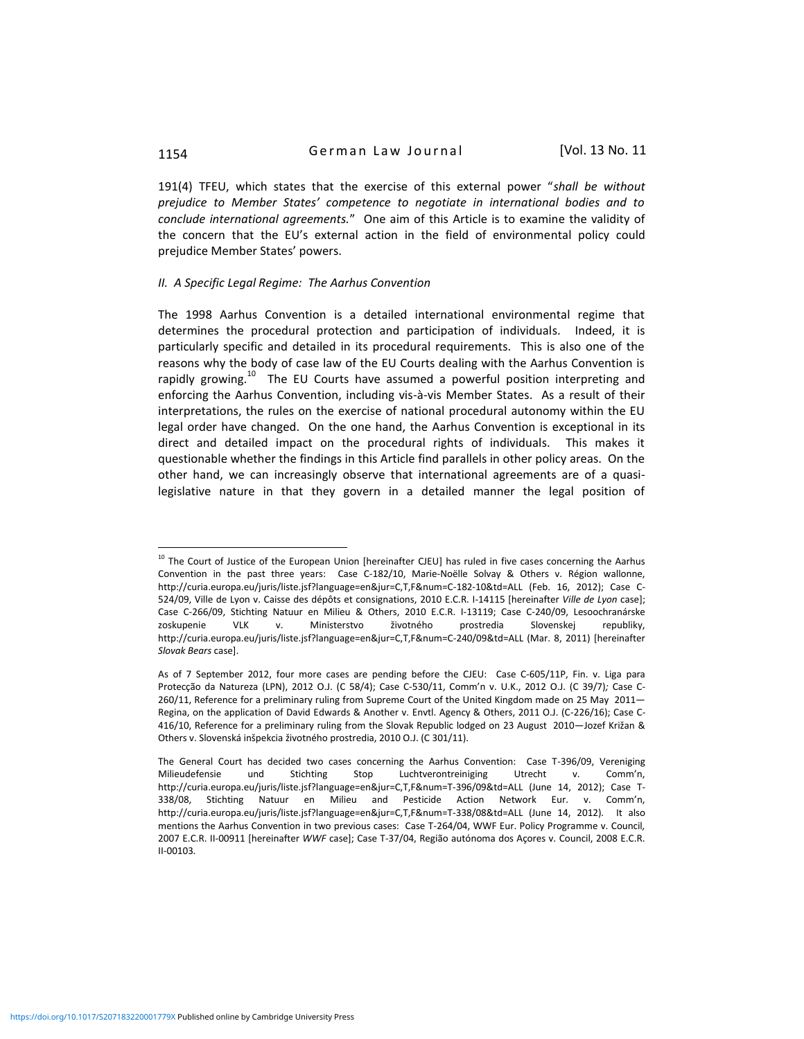191(4) TFEU, which states that the exercise of this external power "*shall be without prejudice to Member States' competence to negotiate in international bodies and to conclude international agreements.*" One aim of this Article is to examine the validity of the concern that the EU's external action in the field of environmental policy could prejudice Member States' powers.

### *II. A Specific Legal Regime: The Aarhus Convention*

The 1998 Aarhus Convention is a detailed international environmental regime that determines the procedural protection and participation of individuals. Indeed, it is particularly specific and detailed in its procedural requirements. This is also one of the reasons why the body of case law of the EU Courts dealing with the Aarhus Convention is rapidly growing.[10] The EU Courts have assumed a powerful position interpreting and enforcing the Aarhus Convention, including vis-à-vis Member States. As a result of their interpretations, the rules on the exercise of national procedural autonomy within the EU legal order have changed. On the one hand, the Aarhus Convention is exceptional in its direct and detailed impact on the procedural rights of individuals. This makes it questionable whether the findings in this Article find parallels in other policy areas. On the other hand, we can increasingly observe that international agreements are of a quasi-legislative nature in that they govern in a detailed manner the legal position of

---

[10] The Court of Justice of the European Union [hereinafter CJEU] has ruled in five cases concerning the Aarhus Convention in the past three years: Case C-182/10, Marie-Noëlle Solvay & Others v. Région wallonne, http://curia.europa.eu/juris/liste.jsf?language=en&jur=C,T,F&num=C-182-10&td=ALL (Feb. 16, 2012); Case C-524/09, Ville de Lyon v. Caisse des dépôts et consignations, 2010 E.C.R. I-14115 [hereinafter *Ville de Lyon* case]; Case C-266/09, Stichting Natuur en Milieu & Others, 2010 E.C.R. I-13119; Case C-240/09, Lesoochranárske zoskupenie VLK v. Ministerstvo životného prostredia Slovenskej republiky, http://curia.europa.eu/juris/liste.jsf?language=en&jur=C,T,F&num=C-240/09&td=ALL (Mar. 8, 2011) [hereinafter *Slovak Bears* case].

As of 7 September 2012, four more cases are pending before the CJEU: Case C-605/11P, Fin. v. Liga para Protecção da Natureza (LPN), 2012 O.J. (C 58/4); Case C-530/11, Comm'n v. U.K., 2012 O.J. (C 39/7); Case C-260/11, Reference for a preliminary ruling from Supreme Court of the United Kingdom made on 25 May 2011—Regina, on the application of David Edwards & Another v. Envtl. Agency & Others, 2011 O.J. (C-226/16); Case C-416/10, Reference for a preliminary ruling from the Slovak Republic lodged on 23 August 2010—Jozef Križan & Others v. Slovenská inšpekcia životného prostredia, 2010 O.J. (C 301/11).

The General Court has decided two cases concerning the Aarhus Convention: Case T-396/09, Vereniging Milieudefensie und Stichting Stop Luchtverontreiniging Utrecht v. Comm'n, http://curia.europa.eu/juris/liste.jsf?language=en&jur=C,T,F&num=T-396/09&td=ALL (June 14, 2012); Case T-338/08, Stichting Natuur en Milieu and Pesticide Action Network Eur. v. Comm'n, http://curia.europa.eu/juris/liste.jsf?language=en&jur=C,T,F&num=T-338/08&td=ALL (June 14, 2012). It also mentions the Aarhus Convention in two previous cases: Case T-264/04, WWF Eur. Policy Programme v. Council, 2007 E.C.R. II-00911 [hereinafter *WWF* case]; Case T-37/04, Região autónoma dos Açores v. Council, 2008 E.C.R. II-00103.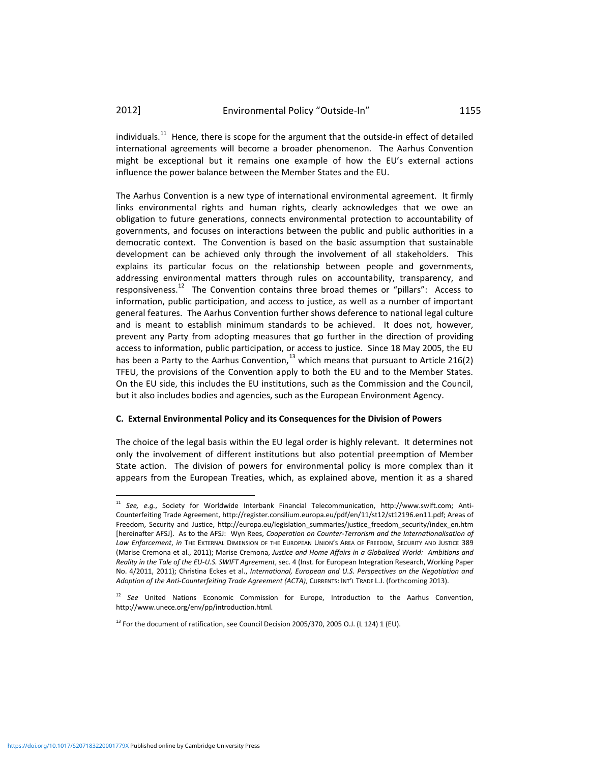individuals.[11] Hence, there is scope for the argument that the outside-in effect of detailed international agreements will become a broader phenomenon. The Aarhus Convention might be exceptional but it remains one example of how the EU's external actions influence the power balance between the Member States and the EU.

The Aarhus Convention is a new type of international environmental agreement. It firmly links environmental rights and human rights, clearly acknowledges that we owe an obligation to future generations, connects environmental protection to accountability of governments, and focuses on interactions between the public and public authorities in a democratic context. The Convention is based on the basic assumption that sustainable development can be achieved only through the involvement of all stakeholders. This explains its particular focus on the relationship between people and governments, addressing environmental matters through rules on accountability, transparency, and responsiveness.[12] The Convention contains three broad themes or "pillars": Access to information, public participation, and access to justice, as well as a number of important general features. The Aarhus Convention further shows deference to national legal culture and is meant to establish minimum standards to be achieved. It does not, however, prevent any Party from adopting measures that go further in the direction of providing access to information, public participation, or access to justice. Since 18 May 2005, the EU has been a Party to the Aarhus Convention,[13] which means that pursuant to Article 216(2) TFEU, the provisions of the Convention apply to both the EU and to the Member States. On the EU side, this includes the EU institutions, such as the Commission and the Council, but it also includes bodies and agencies, such as the European Environment Agency.

### C. External Environmental Policy and its Consequences for the Division of Powers

The choice of the legal basis within the EU legal order is highly relevant. It determines not only the involvement of different institutions but also potential preemption of Member State action. The division of powers for environmental policy is more complex than it appears from the European Treaties, which, as explained above, mention it as a shared

---

[11] *See, e.g.*, Society for Worldwide Interbank Financial Telecommunication, http://www.swift.com; Anti-Counterfeiting Trade Agreement, http://register.consilium.europa.eu/pdf/en/11/st12/st12196.en11.pdf; Areas of Freedom, Security and Justice, http://europa.eu/legislation_summaries/justice_freedom_security/index_en.htm [hereinafter AFSJ]. As to the AFSJ: Wyn Rees, *Cooperation on Counter-Terrorism and the Internationalisation of Law Enforcement*, *in* THE EXTERNAL DIMENSION OF THE EUROPEAN UNION'S AREA OF FREEDOM, SECURITY AND JUSTICE 389 (Marise Cremona et al., 2011); Marise Cremona, *Justice and Home Affairs in a Globalised World: Ambitions and Reality in the Tale of the EU-U.S. SWIFT Agreement*, sec. 4 (Inst. for European Integration Research, Working Paper No. 4/2011, 2011); Christina Eckes et al., *International, European and U.S. Perspectives on the Negotiation and Adoption of the Anti-Counterfeiting Trade Agreement (ACTA)*, CURRENTS: INT'L TRADE L.J. (forthcoming 2013).

[12] *See* United Nations Economic Commission for Europe, Introduction to the Aarhus Convention, http://www.unece.org/env/pp/introduction.html.

[13] For the document of ratification, see Council Decision 2005/370, 2005 O.J. (L 124) 1 (EU).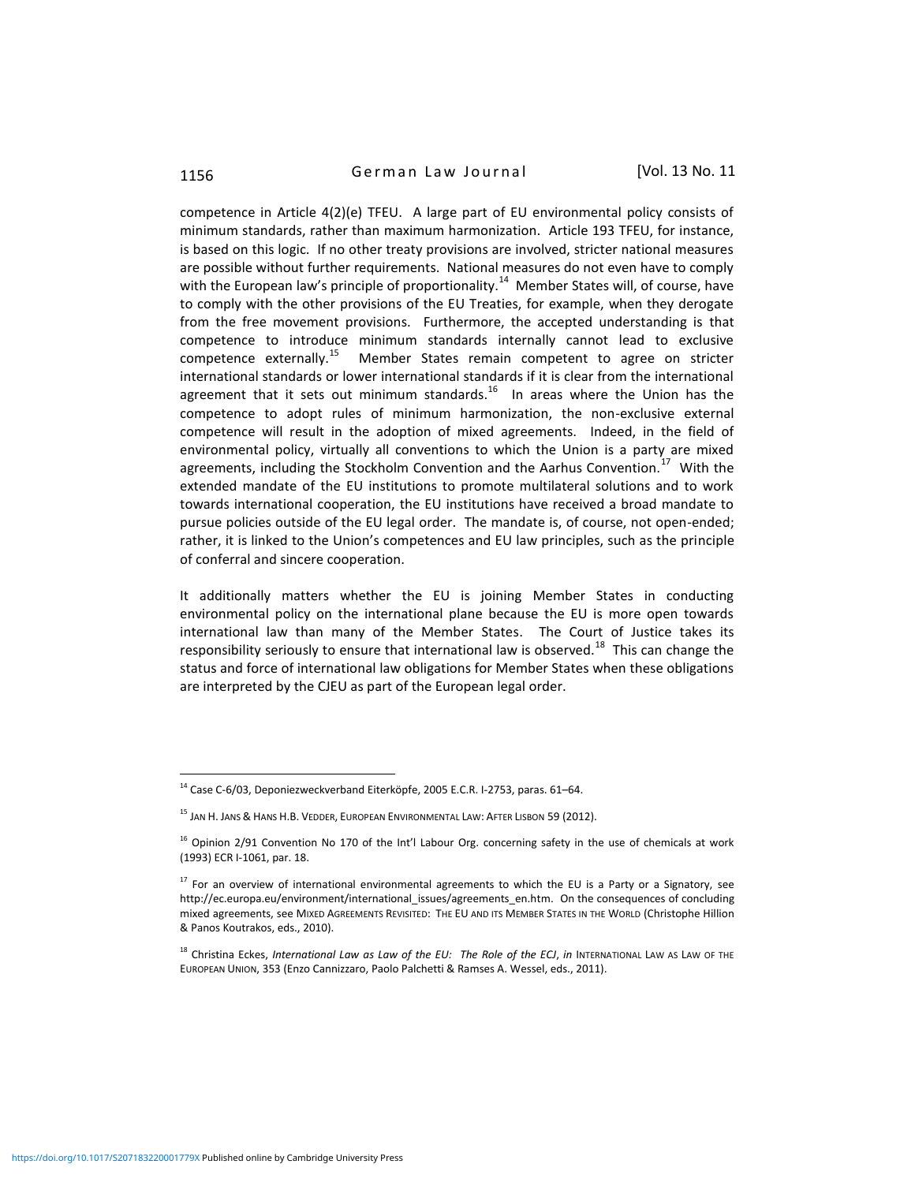competence in Article 4(2)(e) TFEU. A large part of EU environmental policy consists of minimum standards, rather than maximum harmonization. Article 193 TFEU, for instance, is based on this logic. If no other treaty provisions are involved, stricter national measures are possible without further requirements. National measures do not even have to comply with the European law's principle of proportionality.[14] Member States will, of course, have to comply with the other provisions of the EU Treaties, for example, when they derogate from the free movement provisions. Furthermore, the accepted understanding is that competence to introduce minimum standards internally cannot lead to exclusive competence externally.[15] Member States remain competent to agree on stricter international standards or lower international standards if it is clear from the international agreement that it sets out minimum standards.[16] In areas where the Union has the competence to adopt rules of minimum harmonization, the non-exclusive external competence will result in the adoption of mixed agreements. Indeed, in the field of environmental policy, virtually all conventions to which the Union is a party are mixed agreements, including the Stockholm Convention and the Aarhus Convention.[17] With the extended mandate of the EU institutions to promote multilateral solutions and to work towards international cooperation, the EU institutions have received a broad mandate to pursue policies outside of the EU legal order. The mandate is, of course, not open-ended; rather, it is linked to the Union's competences and EU law principles, such as the principle of conferral and sincere cooperation.

It additionally matters whether the EU is joining Member States in conducting environmental policy on the international plane because the EU is more open towards international law than many of the Member States. The Court of Justice takes its responsibility seriously to ensure that international law is observed.[18] This can change the status and force of international law obligations for Member States when these obligations are interpreted by the CJEU as part of the European legal order.

---

[14] Case C-6/03, Deponiezweckverband Eiterköpfe, 2005 E.C.R. I-2753, paras. 61–64.

[15] JAN H. JANS & HANS H.B. VEDDER, EUROPEAN ENVIRONMENTAL LAW: AFTER LISBON 59 (2012).

[16] Opinion 2/91 Convention No 170 of the Int'l Labour Org. concerning safety in the use of chemicals at work (1993) ECR I-1061, par. 18.

[17] For an overview of international environmental agreements to which the EU is a Party or a Signatory, see http://ec.europa.eu/environment/international_issues/agreements_en.htm. On the consequences of concluding mixed agreements, see MIXED AGREEMENTS REVISITED: THE EU AND ITS MEMBER STATES IN THE WORLD (Christophe Hillion & Panos Koutrakos, eds., 2010).

[18] Christina Eckes, *International Law as Law of the EU: The Role of the ECJ*, *in* INTERNATIONAL LAW AS LAW OF THE EUROPEAN UNION, 353 (Enzo Cannizzaro, Paolo Palchetti & Ramses A. Wessel, eds., 2011).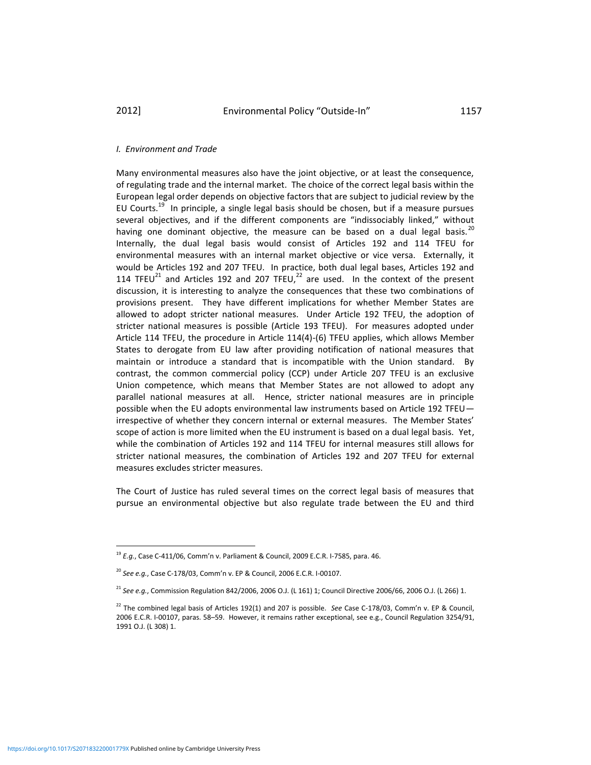### *I. Environment and Trade*

Many environmental measures also have the joint objective, or at least the consequence, of regulating trade and the internal market. The choice of the correct legal basis within the European legal order depends on objective factors that are subject to judicial review by the EU Courts.[19] In principle, a single legal basis should be chosen, but if a measure pursues several objectives, and if the different components are "indissociably linked," without having one dominant objective, the measure can be based on a dual legal basis.[20] Internally, the dual legal basis would consist of Articles 192 and 114 TFEU for environmental measures with an internal market objective or vice versa. Externally, it would be Articles 192 and 207 TFEU. In practice, both dual legal bases, Articles 192 and 114 TFEU[21] and Articles 192 and 207 TFEU,[22] are used. In the context of the present discussion, it is interesting to analyze the consequences that these two combinations of provisions present. They have different implications for whether Member States are allowed to adopt stricter national measures. Under Article 192 TFEU, the adoption of stricter national measures is possible (Article 193 TFEU). For measures adopted under Article 114 TFEU, the procedure in Article 114(4)-(6) TFEU applies, which allows Member States to derogate from EU law after providing notification of national measures that maintain or introduce a standard that is incompatible with the Union standard. By contrast, the common commercial policy (CCP) under Article 207 TFEU is an exclusive Union competence, which means that Member States are not allowed to adopt any parallel national measures at all. Hence, stricter national measures are in principle possible when the EU adopts environmental law instruments based on Article 192 TFEU—irrespective of whether they concern internal or external measures. The Member States' scope of action is more limited when the EU instrument is based on a dual legal basis. Yet, while the combination of Articles 192 and 114 TFEU for internal measures still allows for stricter national measures, the combination of Articles 192 and 207 TFEU for external measures excludes stricter measures.

The Court of Justice has ruled several times on the correct legal basis of measures that pursue an environmental objective but also regulate trade between the EU and third

---

[19] *E.g.*, Case C-411/06, Comm'n v. Parliament & Council, 2009 E.C.R. I-7585, para. 46.

[20] *See e.g.*, Case C-178/03, Comm'n v. EP & Council, 2006 E.C.R. I-00107.

[21] *See e.g.*, Commission Regulation 842/2006, 2006 O.J. (L 161) 1; Council Directive 2006/66, 2006 O.J. (L 266) 1.

[22] The combined legal basis of Articles 192(1) and 207 is possible. *See* Case C-178/03, Comm'n v. EP & Council, 2006 E.C.R. I-00107, paras. 58–59. However, it remains rather exceptional, see e.g., Council Regulation 3254/91, 1991 O.J. (L 308) 1.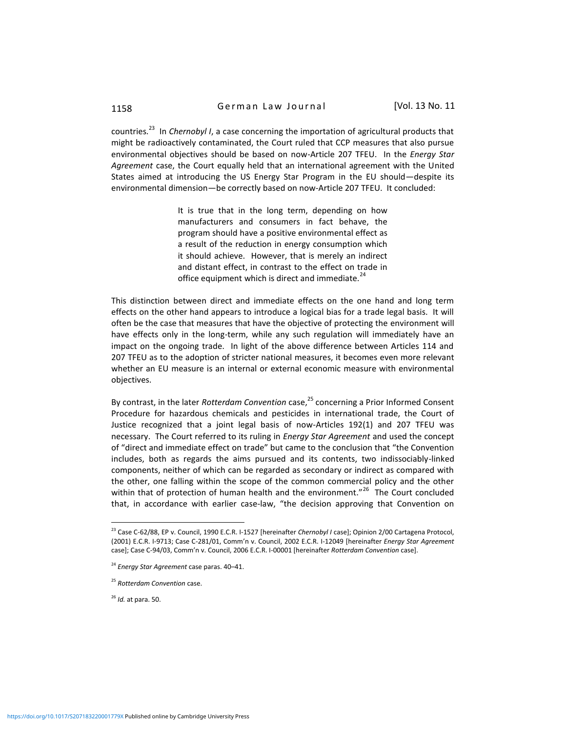countries.[23] In *Chernobyl I*, a case concerning the importation of agricultural products that might be radioactively contaminated, the Court ruled that CCP measures that also pursue environmental objectives should be based on now-Article 207 TFEU. In the *Energy Star Agreement* case, the Court equally held that an international agreement with the United States aimed at introducing the US Energy Star Program in the EU should—despite its environmental dimension—be correctly based on now-Article 207 TFEU. It concluded:

> It is true that in the long term, depending on how manufacturers and consumers in fact behave, the program should have a positive environmental effect as a result of the reduction in energy consumption which it should achieve. However, that is merely an indirect and distant effect, in contrast to the effect on trade in office equipment which is direct and immediate.[24]

This distinction between direct and immediate effects on the one hand and long term effects on the other hand appears to introduce a logical bias for a trade legal basis. It will often be the case that measures that have the objective of protecting the environment will have effects only in the long-term, while any such regulation will immediately have an impact on the ongoing trade. In light of the above difference between Articles 114 and 207 TFEU as to the adoption of stricter national measures, it becomes even more relevant whether an EU measure is an internal or external economic measure with environmental objectives.

By contrast, in the later *Rotterdam Convention* case,[25] concerning a Prior Informed Consent Procedure for hazardous chemicals and pesticides in international trade, the Court of Justice recognized that a joint legal basis of now-Articles 192(1) and 207 TFEU was necessary. The Court referred to its ruling in *Energy Star Agreement* and used the concept of "direct and immediate effect on trade" but came to the conclusion that "the Convention includes, both as regards the aims pursued and its contents, two indissociably-linked components, neither of which can be regarded as secondary or indirect as compared with the other, one falling within the scope of the common commercial policy and the other within that of protection of human health and the environment."[26] The Court concluded that, in accordance with earlier case-law, "the decision approving that Convention on

---

[23] Case C-62/88, EP v. Council, 1990 E.C.R. I-1527 [hereinafter *Chernobyl I* case]; Opinion 2/00 Cartagena Protocol, (2001) E.C.R. I-9713; Case C-281/01, Comm'n v. Council, 2002 E.C.R. I-12049 [hereinafter *Energy Star Agreement* case]; Case C-94/03, Comm'n v. Council, 2006 E.C.R. I-00001 [hereinafter *Rotterdam Convention* case].

[24] *Energy Star Agreement* case paras. 40–41.

[25] *Rotterdam Convention* case.

[26] *Id.* at para. 50.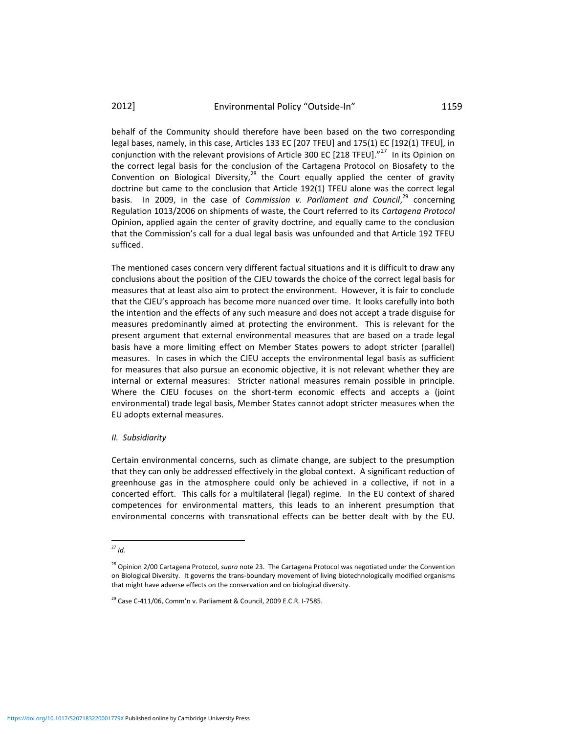behalf of the Community should therefore have been based on the two corresponding legal bases, namely, in this case, Articles 133 EC [207 TFEU] and 175(1) EC [192(1) TFEU], in conjunction with the relevant provisions of Article 300 EC [218 TFEU]."[27] In its Opinion on the correct legal basis for the conclusion of the Cartagena Protocol on Biosafety to the Convention on Biological Diversity,[28] the Court equally applied the center of gravity doctrine but came to the conclusion that Article 192(1) TFEU alone was the correct legal basis. In 2009, in the case of *Commission v. Parliament and Council*,[29] concerning Regulation 1013/2006 on shipments of waste, the Court referred to its *Cartagena Protocol* Opinion, applied again the center of gravity doctrine, and equally came to the conclusion that the Commission's call for a dual legal basis was unfounded and that Article 192 TFEU sufficed.

The mentioned cases concern very different factual situations and it is difficult to draw any conclusions about the position of the CJEU towards the choice of the correct legal basis for measures that at least also aim to protect the environment. However, it is fair to conclude that the CJEU's approach has become more nuanced over time. It looks carefully into both the intention and the effects of any such measure and does not accept a trade disguise for measures predominantly aimed at protecting the environment. This is relevant for the present argument that external environmental measures that are based on a trade legal basis have a more limiting effect on Member States powers to adopt stricter (parallel) measures. In cases in which the CJEU accepts the environmental legal basis as sufficient for measures that also pursue an economic objective, it is not relevant whether they are internal or external measures: Stricter national measures remain possible in principle. Where the CJEU focuses on the short-term economic effects and accepts a (joint environmental) trade legal basis, Member States cannot adopt stricter measures when the EU adopts external measures.

### *II. Subsidiarity*

Certain environmental concerns, such as climate change, are subject to the presumption that they can only be addressed effectively in the global context. A significant reduction of greenhouse gas in the atmosphere could only be achieved in a collective, if not in a concerted effort. This calls for a multilateral (legal) regime. In the EU context of shared competences for environmental matters, this leads to an inherent presumption that environmental concerns with transnational effects can be better dealt with by the EU.

---

[27] *Id.*

[28] Opinion 2/00 Cartagena Protocol, *supra* note 23. The Cartagena Protocol was negotiated under the Convention on Biological Diversity. It governs the trans-boundary movement of living biotechnologically modified organisms that might have adverse effects on the conservation and on biological diversity.

[29] Case C-411/06, Comm'n v. Parliament & Council, 2009 E.C.R. I-7585.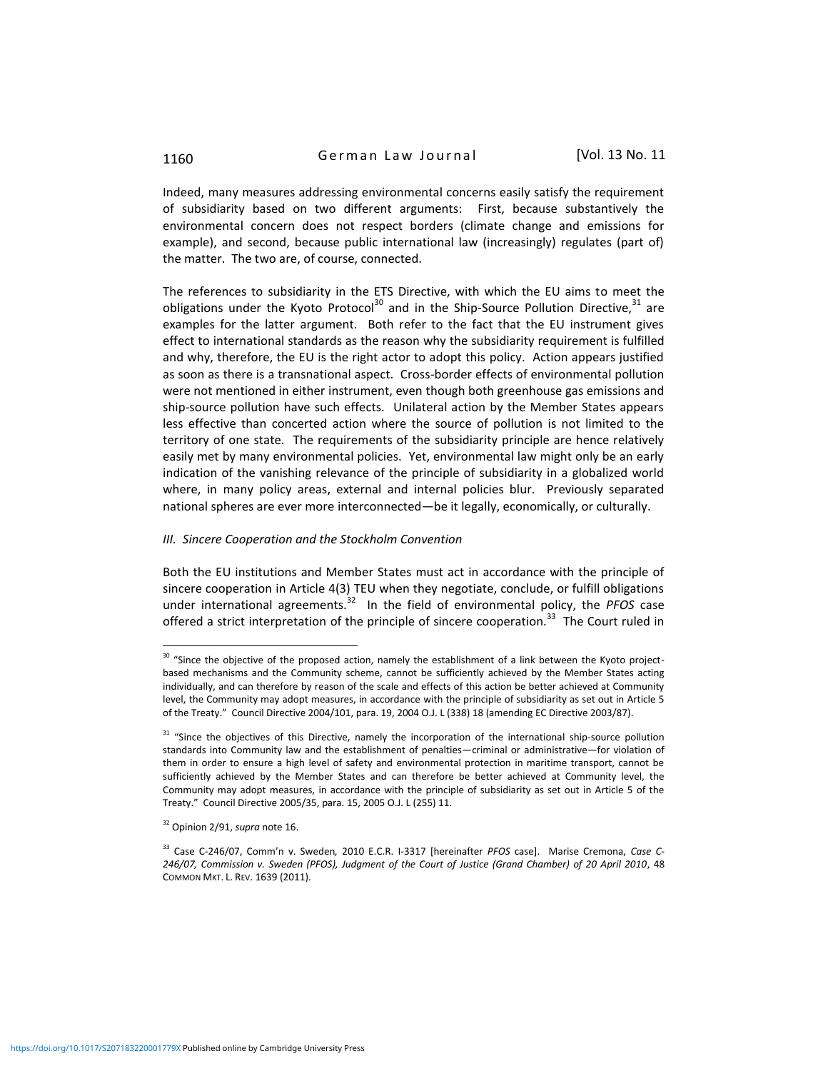Indeed, many measures addressing environmental concerns easily satisfy the requirement of subsidiarity based on two different arguments: First, because substantively the environmental concern does not respect borders (climate change and emissions for example), and second, because public international law (increasingly) regulates (part of) the matter. The two are, of course, connected.

The references to subsidiarity in the ETS Directive, with which the EU aims to meet the obligations under the Kyoto Protocol[30] and in the Ship-Source Pollution Directive,[31] are examples for the latter argument. Both refer to the fact that the EU instrument gives effect to international standards as the reason why the subsidiarity requirement is fulfilled and why, therefore, the EU is the right actor to adopt this policy. Action appears justified as soon as there is a transnational aspect. Cross-border effects of environmental pollution were not mentioned in either instrument, even though both greenhouse gas emissions and ship-source pollution have such effects. Unilateral action by the Member States appears less effective than concerted action where the source of pollution is not limited to the territory of one state. The requirements of the subsidiarity principle are hence relatively easily met by many environmental policies. Yet, environmental law might only be an early indication of the vanishing relevance of the principle of subsidiarity in a globalized world where, in many policy areas, external and internal policies blur. Previously separated national spheres are ever more interconnected—be it legally, economically, or culturally.

### *III. Sincere Cooperation and the Stockholm Convention*

Both the EU institutions and Member States must act in accordance with the principle of sincere cooperation in Article 4(3) TEU when they negotiate, conclude, or fulfill obligations under international agreements.[32] In the field of environmental policy, the *PFOS* case offered a strict interpretation of the principle of sincere cooperation.[33] The Court ruled in

---

[30] "Since the objective of the proposed action, namely the establishment of a link between the Kyoto project-based mechanisms and the Community scheme, cannot be sufficiently achieved by the Member States acting individually, and can therefore by reason of the scale and effects of this action be better achieved at Community level, the Community may adopt measures, in accordance with the principle of subsidiarity as set out in Article 5 of the Treaty." Council Directive 2004/101, para. 19, 2004 O.J. L (338) 18 (amending EC Directive 2003/87).

[31] "Since the objectives of this Directive, namely the incorporation of the international ship-source pollution standards into Community law and the establishment of penalties—criminal or administrative—for violation of them in order to ensure a high level of safety and environmental protection in maritime transport, cannot be sufficiently achieved by the Member States and can therefore be better achieved at Community level, the Community may adopt measures, in accordance with the principle of subsidiarity as set out in Article 5 of the Treaty." Council Directive 2005/35, para. 15, 2005 O.J. L (255) 11.

[32] Opinion 2/91, *supra* note 16.

[33] Case C-246/07, Comm'n v. Sweden*,* 2010 E.C.R. I-3317 [hereinafter *PFOS* case]. Marise Cremona, *Case C-246/07, Commission v. Sweden (PFOS), Judgment of the Court of Justice (Grand Chamber) of 20 April 2010*, 48 COMMON MKT. L. REV. 1639 (2011).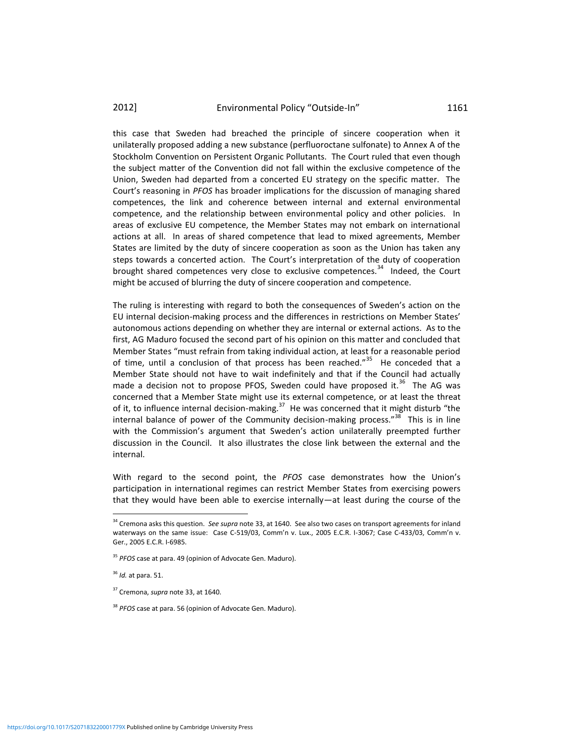this case that Sweden had breached the principle of sincere cooperation when it unilaterally proposed adding a new substance (perfluoroctane sulfonate) to Annex A of the Stockholm Convention on Persistent Organic Pollutants. The Court ruled that even though the subject matter of the Convention did not fall within the exclusive competence of the Union, Sweden had departed from a concerted EU strategy on the specific matter. The Court's reasoning in *PFOS* has broader implications for the discussion of managing shared competences, the link and coherence between internal and external environmental competence, and the relationship between environmental policy and other policies. In areas of exclusive EU competence, the Member States may not embark on international actions at all. In areas of shared competence that lead to mixed agreements, Member States are limited by the duty of sincere cooperation as soon as the Union has taken any steps towards a concerted action. The Court's interpretation of the duty of cooperation brought shared competences very close to exclusive competences.[34] Indeed, the Court might be accused of blurring the duty of sincere cooperation and competence.

The ruling is interesting with regard to both the consequences of Sweden's action on the EU internal decision-making process and the differences in restrictions on Member States' autonomous actions depending on whether they are internal or external actions. As to the first, AG Maduro focused the second part of his opinion on this matter and concluded that Member States "must refrain from taking individual action, at least for a reasonable period of time, until a conclusion of that process has been reached."[35] He conceded that a Member State should not have to wait indefinitely and that if the Council had actually made a decision not to propose PFOS, Sweden could have proposed it.[36] The AG was concerned that a Member State might use its external competence, or at least the threat of it, to influence internal decision-making.[37] He was concerned that it might disturb "the internal balance of power of the Community decision-making process."[38] This is in line with the Commission's argument that Sweden's action unilaterally preempted further discussion in the Council. It also illustrates the close link between the external and the internal.

With regard to the second point, the *PFOS* case demonstrates how the Union's participation in international regimes can restrict Member States from exercising powers that they would have been able to exercise internally—at least during the course of the

---

[34] Cremona asks this question. *See supra* note 33, at 1640. See also two cases on transport agreements for inland waterways on the same issue: Case C-519/03, Comm'n v. Lux., 2005 E.C.R. I-3067; Case C-433/03, Comm'n v. Ger., 2005 E.C.R. I-6985.

[35] *PFOS* case at para. 49 (opinion of Advocate Gen. Maduro).

[36] *Id.* at para. 51.

[37] Cremona, *supra* note 33, at 1640.

[38] *PFOS* case at para. 56 (opinion of Advocate Gen. Maduro).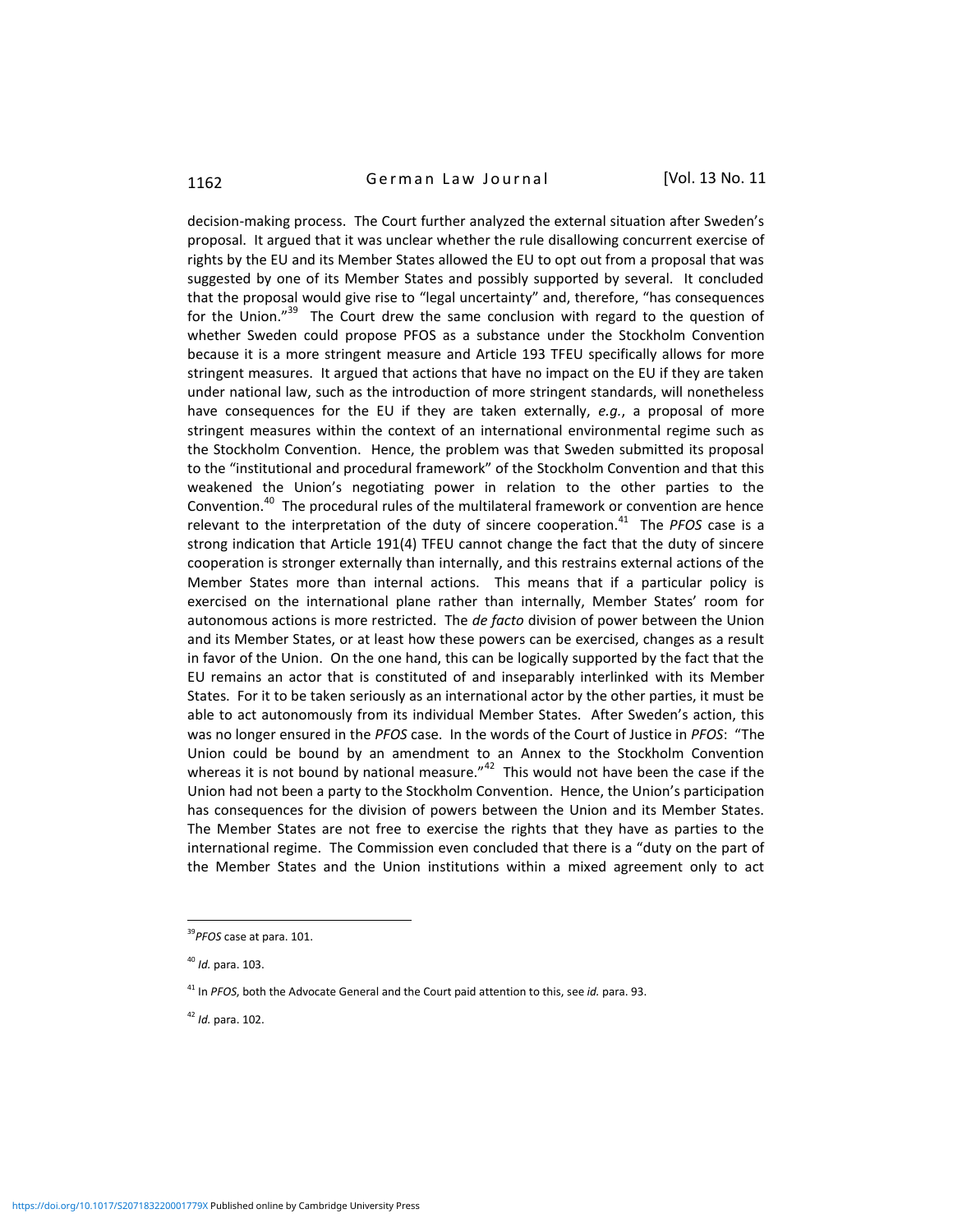decision-making process. The Court further analyzed the external situation after Sweden's proposal. It argued that it was unclear whether the rule disallowing concurrent exercise of rights by the EU and its Member States allowed the EU to opt out from a proposal that was suggested by one of its Member States and possibly supported by several. It concluded that the proposal would give rise to "legal uncertainty" and, therefore, "has consequences for the Union."[39] The Court drew the same conclusion with regard to the question of whether Sweden could propose PFOS as a substance under the Stockholm Convention because it is a more stringent measure and Article 193 TFEU specifically allows for more stringent measures. It argued that actions that have no impact on the EU if they are taken under national law, such as the introduction of more stringent standards, will nonetheless have consequences for the EU if they are taken externally, *e.g.*, a proposal of more stringent measures within the context of an international environmental regime such as the Stockholm Convention. Hence, the problem was that Sweden submitted its proposal to the "institutional and procedural framework" of the Stockholm Convention and that this weakened the Union's negotiating power in relation to the other parties to the Convention.[40] The procedural rules of the multilateral framework or convention are hence relevant to the interpretation of the duty of sincere cooperation.[41] The *PFOS* case is a strong indication that Article 191(4) TFEU cannot change the fact that the duty of sincere cooperation is stronger externally than internally, and this restrains external actions of the Member States more than internal actions. This means that if a particular policy is exercised on the international plane rather than internally, Member States' room for autonomous actions is more restricted. The *de facto* division of power between the Union and its Member States, or at least how these powers can be exercised, changes as a result in favor of the Union. On the one hand, this can be logically supported by the fact that the EU remains an actor that is constituted of and inseparably interlinked with its Member States. For it to be taken seriously as an international actor by the other parties, it must be able to act autonomously from its individual Member States. After Sweden's action, this was no longer ensured in the *PFOS* case. In the words of the Court of Justice in *PFOS*: "The Union could be bound by an amendment to an Annex to the Stockholm Convention whereas it is not bound by national measure."[42] This would not have been the case if the Union had not been a party to the Stockholm Convention. Hence, the Union's participation has consequences for the division of powers between the Union and its Member States. The Member States are not free to exercise the rights that they have as parties to the international regime. The Commission even concluded that there is a "duty on the part of the Member States and the Union institutions within a mixed agreement only to act

---

[39] *PFOS* case at para. 101.

[40] *Id.* para. 103.

[41] In *PFOS*, both the Advocate General and the Court paid attention to this, see *id.* para. 93.

[42] *Id.* para. 102.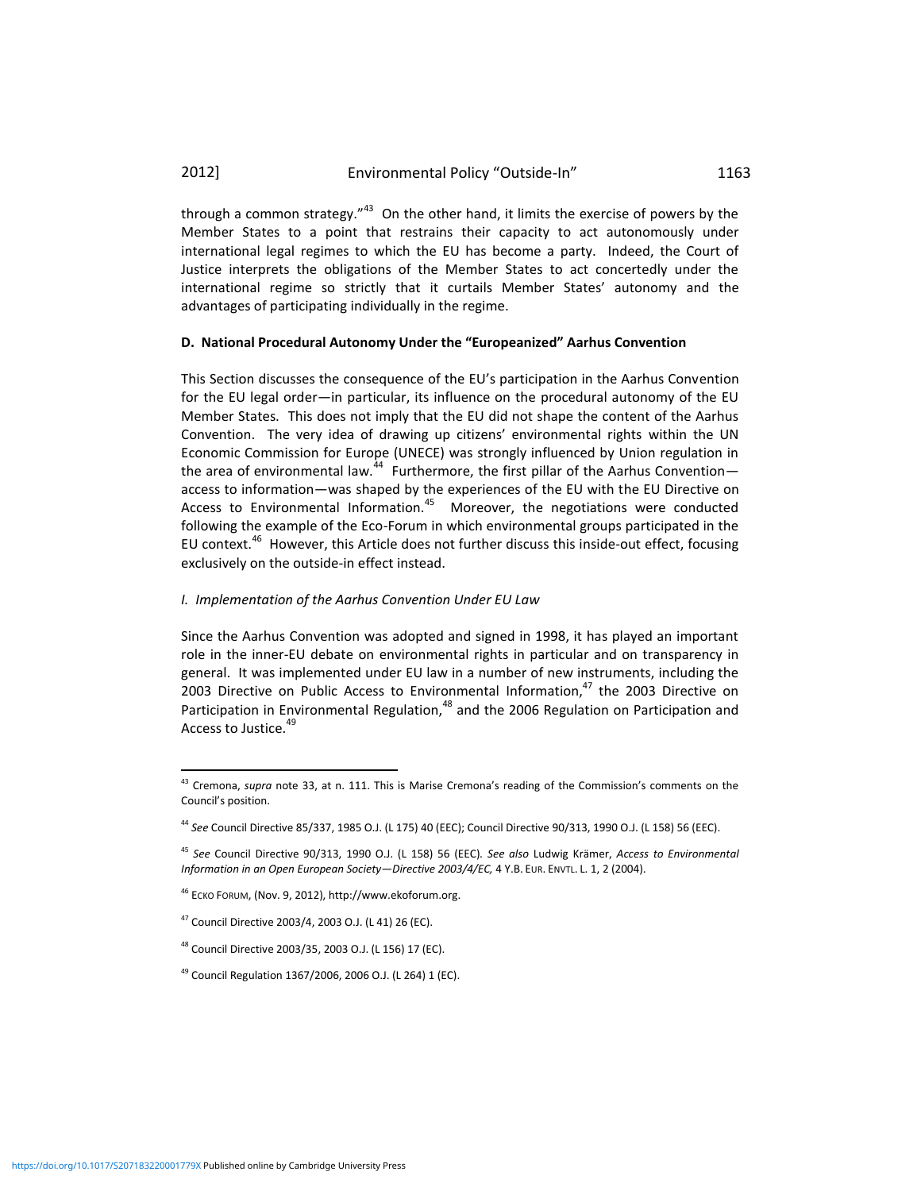through a common strategy."[43] On the other hand, it limits the exercise of powers by the Member States to a point that restrains their capacity to act autonomously under international legal regimes to which the EU has become a party. Indeed, the Court of Justice interprets the obligations of the Member States to act concertedly under the international regime so strictly that it curtails Member States' autonomy and the advantages of participating individually in the regime.

### D. National Procedural Autonomy Under the "Europeanized" Aarhus Convention

This Section discusses the consequence of the EU's participation in the Aarhus Convention for the EU legal order—in particular, its influence on the procedural autonomy of the EU Member States. This does not imply that the EU did not shape the content of the Aarhus Convention. The very idea of drawing up citizens' environmental rights within the UN Economic Commission for Europe (UNECE) was strongly influenced by Union regulation in the area of environmental law.[44] Furthermore, the first pillar of the Aarhus Convention—access to information—was shaped by the experiences of the EU with the EU Directive on Access to Environmental Information.[45] Moreover, the negotiations were conducted following the example of the Eco-Forum in which environmental groups participated in the EU context.[46] However, this Article does not further discuss this inside-out effect, focusing exclusively on the outside-in effect instead.

#### *I. Implementation of the Aarhus Convention Under EU Law*

Since the Aarhus Convention was adopted and signed in 1998, it has played an important role in the inner-EU debate on environmental rights in particular and on transparency in general. It was implemented under EU law in a number of new instruments, including the 2003 Directive on Public Access to Environmental Information,[47] the 2003 Directive on Participation in Environmental Regulation,[48] and the 2006 Regulation on Participation and Access to Justice.[49]

---

[43] Cremona, *supra* note 33, at n. 111. This is Marise Cremona's reading of the Commission's comments on the Council's position.

[44] *See* Council Directive 85/337, 1985 O.J. (L 175) 40 (EEC); Council Directive 90/313, 1990 O.J. (L 158) 56 (EEC).

[45] *See* Council Directive 90/313, 1990 O.J. (L 158) 56 (EEC). *See also* Ludwig Krämer, *Access to Environmental Information in an Open European Society—Directive 2003/4/EC,* 4 Y.B. EUR. ENVTL. L. 1, 2 (2004).

[46] ECKO FORUM, (Nov. 9, 2012), http://www.ekoforum.org.

[47] Council Directive 2003/4, 2003 O.J. (L 41) 26 (EC).

[48] Council Directive 2003/35, 2003 O.J. (L 156) 17 (EC).

[49] Council Regulation 1367/2006, 2006 O.J. (L 264) 1 (EC).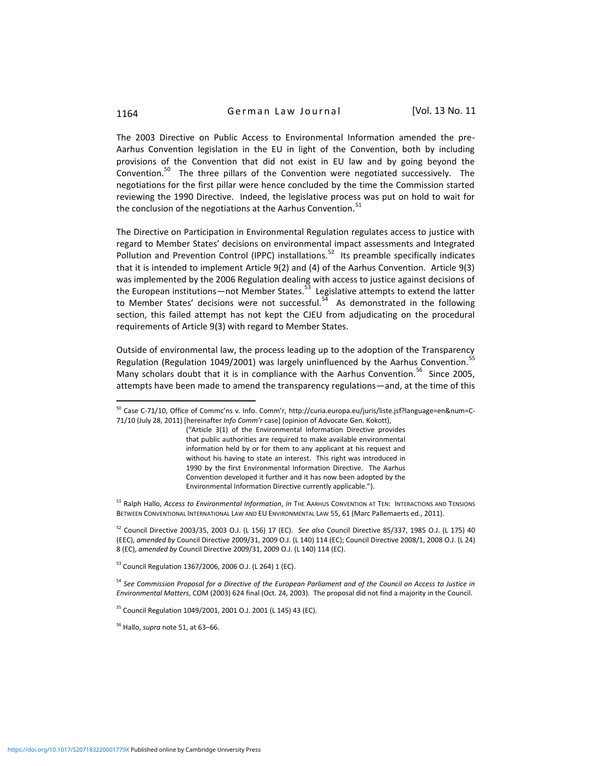The 2003 Directive on Public Access to Environmental Information amended the pre-Aarhus Convention legislation in the EU in light of the Convention, both by including provisions of the Convention that did not exist in EU law and by going beyond the Convention.[50] The three pillars of the Convention were negotiated successively. The negotiations for the first pillar were hence concluded by the time the Commission started reviewing the 1990 Directive. Indeed, the legislative process was put on hold to wait for the conclusion of the negotiations at the Aarhus Convention.[51]

The Directive on Participation in Environmental Regulation regulates access to justice with regard to Member States' decisions on environmental impact assessments and Integrated Pollution and Prevention Control (IPPC) installations.[52] Its preamble specifically indicates that it is intended to implement Article 9(2) and (4) of the Aarhus Convention. Article 9(3) was implemented by the 2006 Regulation dealing with access to justice against decisions of the European institutions—not Member States.[53] Legislative attempts to extend the latter to Member States' decisions were not successful.[54] As demonstrated in the following section, this failed attempt has not kept the CJEU from adjudicating on the procedural requirements of Article 9(3) with regard to Member States.

Outside of environmental law, the process leading up to the adoption of the Transparency Regulation (Regulation 1049/2001) was largely uninfluenced by the Aarhus Convention.[55] Many scholars doubt that it is in compliance with the Aarhus Convention.[56] Since 2005, attempts have been made to amend the transparency regulations—and, at the time of this

---

[50] Case C-71/10, Office of Commc'ns v. Info. Comm'r, http://curia.europa.eu/juris/liste.jsf?language=en&num=C-71/10 (July 28, 2011) [hereinafter *Info Comm'r* case] (opinion of Advocate Gen. Kokott),

> ("Article 3(1) of the Environmental Information Directive provides that public authorities are required to make available environmental information held by or for them to any applicant at his request and without his having to state an interest. This right was introduced in 1990 by the first Environmental Information Directive. The Aarhus Convention developed it further and it has now been adopted by the Environmental Information Directive currently applicable.").

[51] Ralph Hallo, *Access to Environmental Information*, *in* THE AARHUS CONVENTION AT TEN: INTERACTIONS AND TENSIONS BETWEEN CONVENTIONAL INTERNATIONAL LAW AND EU ENVIRONMENTAL LAW 55, 61 (Marc Pallemaerts ed., 2011).

[52] Council Directive 2003/35, 2003 O.J. (L 156) 17 (EC). *See also* Council Directive 85/337, 1985 O.J. (L 175) 40 (EEC), *amended by* Council Directive 2009/31, 2009 O.J. (L 140) 114 (EC); Council Directive 2008/1, 2008 O.J. (L 24) 8 (EC), *amended by* Council Directive 2009/31, 2009 O.J. (L 140) 114 (EC).

[53] Council Regulation 1367/2006, 2006 O.J. (L 264) 1 (EC).

[54] *See Commission Proposal for a Directive of the European Parliament and of the Council on Access to Justice in Environmental Matters*, COM (2003) 624 final (Oct. 24, 2003). The proposal did not find a majority in the Council.

[55] Council Regulation 1049/2001, 2001 O.J. 2001 (L 145) 43 (EC).

[56] Hallo, *supra* note 51, at 63–66.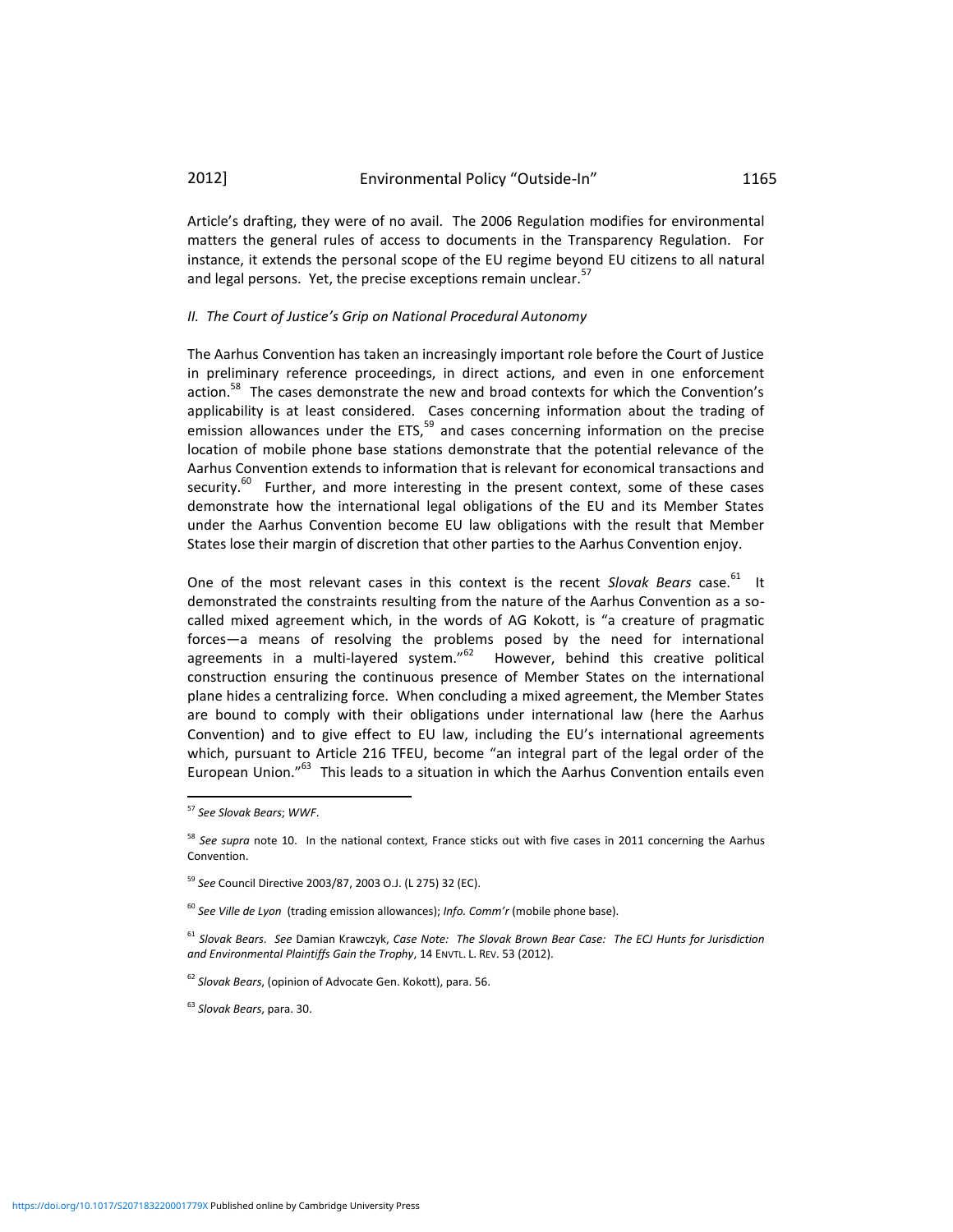Article's drafting, they were of no avail. The 2006 Regulation modifies for environmental matters the general rules of access to documents in the Transparency Regulation. For instance, it extends the personal scope of the EU regime beyond EU citizens to all natural and legal persons. Yet, the precise exceptions remain unclear.[57]

### *II. The Court of Justice's Grip on National Procedural Autonomy*

The Aarhus Convention has taken an increasingly important role before the Court of Justice in preliminary reference proceedings, in direct actions, and even in one enforcement action.[58] The cases demonstrate the new and broad contexts for which the Convention's applicability is at least considered. Cases concerning information about the trading of emission allowances under the ETS,[59] and cases concerning information on the precise location of mobile phone base stations demonstrate that the potential relevance of the Aarhus Convention extends to information that is relevant for economical transactions and security.[60] Further, and more interesting in the present context, some of these cases demonstrate how the international legal obligations of the EU and its Member States under the Aarhus Convention become EU law obligations with the result that Member States lose their margin of discretion that other parties to the Aarhus Convention enjoy.

One of the most relevant cases in this context is the recent *Slovak Bears* case.[61] It demonstrated the constraints resulting from the nature of the Aarhus Convention as a so-called mixed agreement which, in the words of AG Kokott, is "a creature of pragmatic forces—a means of resolving the problems posed by the need for international agreements in a multi-layered system."[62] However, behind this creative political construction ensuring the continuous presence of Member States on the international plane hides a centralizing force. When concluding a mixed agreement, the Member States are bound to comply with their obligations under international law (here the Aarhus Convention) and to give effect to EU law, including the EU's international agreements which, pursuant to Article 216 TFEU, become "an integral part of the legal order of the European Union."[63] This leads to a situation in which the Aarhus Convention entails even

---

[57] *See Slovak Bears*; *WWF*.

[58] *See supra* note 10. In the national context, France sticks out with five cases in 2011 concerning the Aarhus Convention.

[59] *See* Council Directive 2003/87, 2003 O.J. (L 275) 32 (EC).

[60] *See Ville de Lyon* (trading emission allowances); *Info. Comm'r* (mobile phone base).

[61] *Slovak Bears*. *See* Damian Krawczyk, *Case Note: The Slovak Brown Bear Case: The ECJ Hunts for Jurisdiction and Environmental Plaintiffs Gain the Trophy*, 14 ENVTL. L. REV. 53 (2012).

[62] *Slovak Bears*, (opinion of Advocate Gen. Kokott), para. 56.

[63] *Slovak Bears*, para. 30.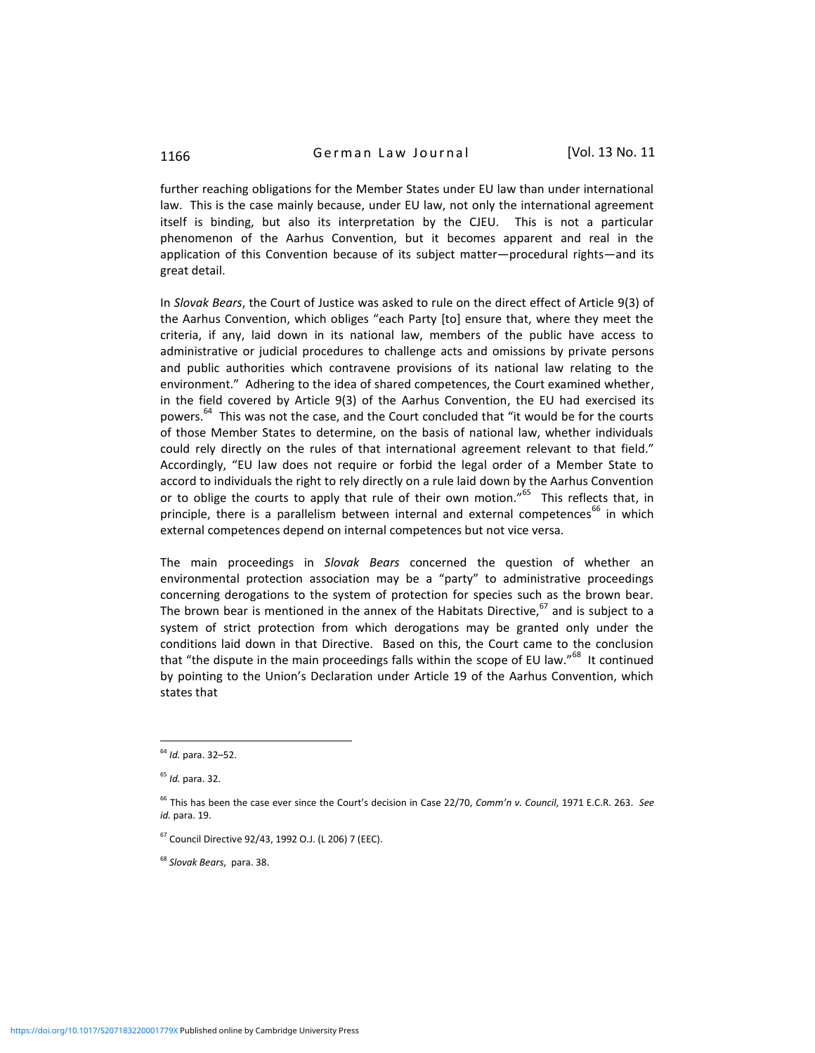further reaching obligations for the Member States under EU law than under international law. This is the case mainly because, under EU law, not only the international agreement itself is binding, but also its interpretation by the CJEU. This is not a particular phenomenon of the Aarhus Convention, but it becomes apparent and real in the application of this Convention because of its subject matter—procedural rights—and its great detail.

In *Slovak Bears*, the Court of Justice was asked to rule on the direct effect of Article 9(3) of the Aarhus Convention, which obliges "each Party [to] ensure that, where they meet the criteria, if any, laid down in its national law, members of the public have access to administrative or judicial procedures to challenge acts and omissions by private persons and public authorities which contravene provisions of its national law relating to the environment." Adhering to the idea of shared competences, the Court examined whether, in the field covered by Article 9(3) of the Aarhus Convention, the EU had exercised its powers.[64] This was not the case, and the Court concluded that "it would be for the courts of those Member States to determine, on the basis of national law, whether individuals could rely directly on the rules of that international agreement relevant to that field." Accordingly, "EU law does not require or forbid the legal order of a Member State to accord to individuals the right to rely directly on a rule laid down by the Aarhus Convention or to oblige the courts to apply that rule of their own motion."[65] This reflects that, in principle, there is a parallelism between internal and external competences[66] in which external competences depend on internal competences but not vice versa.

The main proceedings in *Slovak Bears* concerned the question of whether an environmental protection association may be a "party" to administrative proceedings concerning derogations to the system of protection for species such as the brown bear. The brown bear is mentioned in the annex of the Habitats Directive,[67] and is subject to a system of strict protection from which derogations may be granted only under the conditions laid down in that Directive. Based on this, the Court came to the conclusion that "the dispute in the main proceedings falls within the scope of EU law."[68] It continued by pointing to the Union's Declaration under Article 19 of the Aarhus Convention, which states that

---

[64] *Id.* para. 32–52.

[65] *Id.* para. 32.

[66] This has been the case ever since the Court's decision in Case 22/70, *Comm'n v. Council*, 1971 E.C.R. 263. *See id.* para. 19.

[67] Council Directive 92/43, 1992 O.J. (L 206) 7 (EEC).

[68] *Slovak Bears*, para. 38.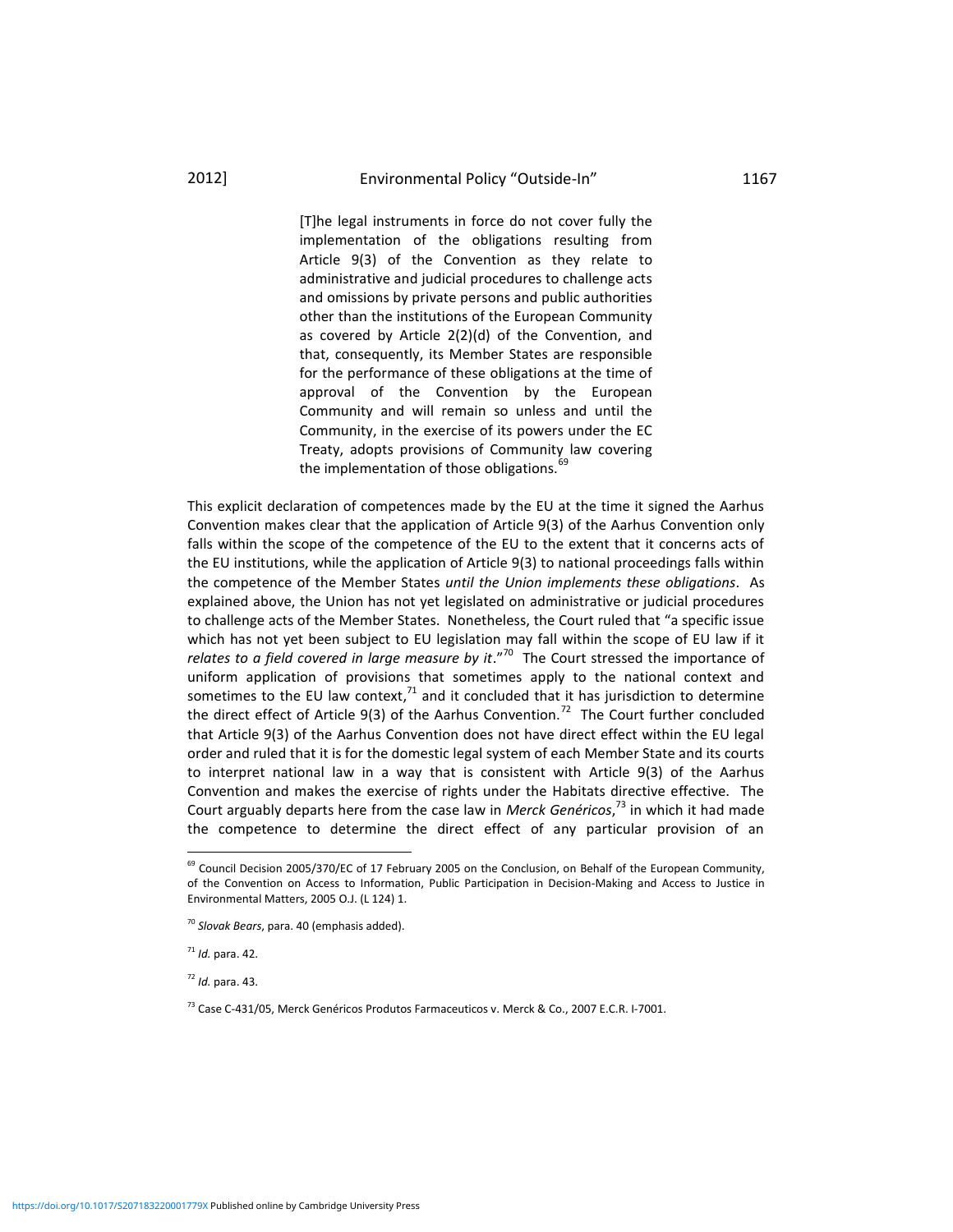> [T]he legal instruments in force do not cover fully the implementation of the obligations resulting from Article 9(3) of the Convention as they relate to administrative and judicial procedures to challenge acts and omissions by private persons and public authorities other than the institutions of the European Community as covered by Article 2(2)(d) of the Convention, and that, consequently, its Member States are responsible for the performance of these obligations at the time of approval of the Convention by the European Community and will remain so unless and until the Community, in the exercise of its powers under the EC Treaty, adopts provisions of Community law covering the implementation of those obligations.[69]

This explicit declaration of competences made by the EU at the time it signed the Aarhus Convention makes clear that the application of Article 9(3) of the Aarhus Convention only falls within the scope of the competence of the EU to the extent that it concerns acts of the EU institutions, while the application of Article 9(3) to national proceedings falls within the competence of the Member States *until the Union implements these obligations*. As explained above, the Union has not yet legislated on administrative or judicial procedures to challenge acts of the Member States. Nonetheless, the Court ruled that "a specific issue which has not yet been subject to EU legislation may fall within the scope of EU law if it *relates to a field covered in large measure by it*."[70] The Court stressed the importance of uniform application of provisions that sometimes apply to the national context and sometimes to the EU law context,[71] and it concluded that it has jurisdiction to determine the direct effect of Article 9(3) of the Aarhus Convention.[72] The Court further concluded that Article 9(3) of the Aarhus Convention does not have direct effect within the EU legal order and ruled that it is for the domestic legal system of each Member State and its courts to interpret national law in a way that is consistent with Article 9(3) of the Aarhus Convention and makes the exercise of rights under the Habitats directive effective. The Court arguably departs here from the case law in *Merck Genéricos*,[73] in which it had made the competence to determine the direct effect of any particular provision of an

---

[69] Council Decision 2005/370/EC of 17 February 2005 on the Conclusion, on Behalf of the European Community, of the Convention on Access to Information, Public Participation in Decision-Making and Access to Justice in Environmental Matters, 2005 O.J. (L 124) 1.

[70] *Slovak Bears*, para. 40 (emphasis added).

[71] *Id.* para. 42.

[72] *Id.* para. 43.

[73] Case C-431/05, Merck Genéricos Produtos Farmaceuticos v. Merck & Co., 2007 E.C.R. I-7001.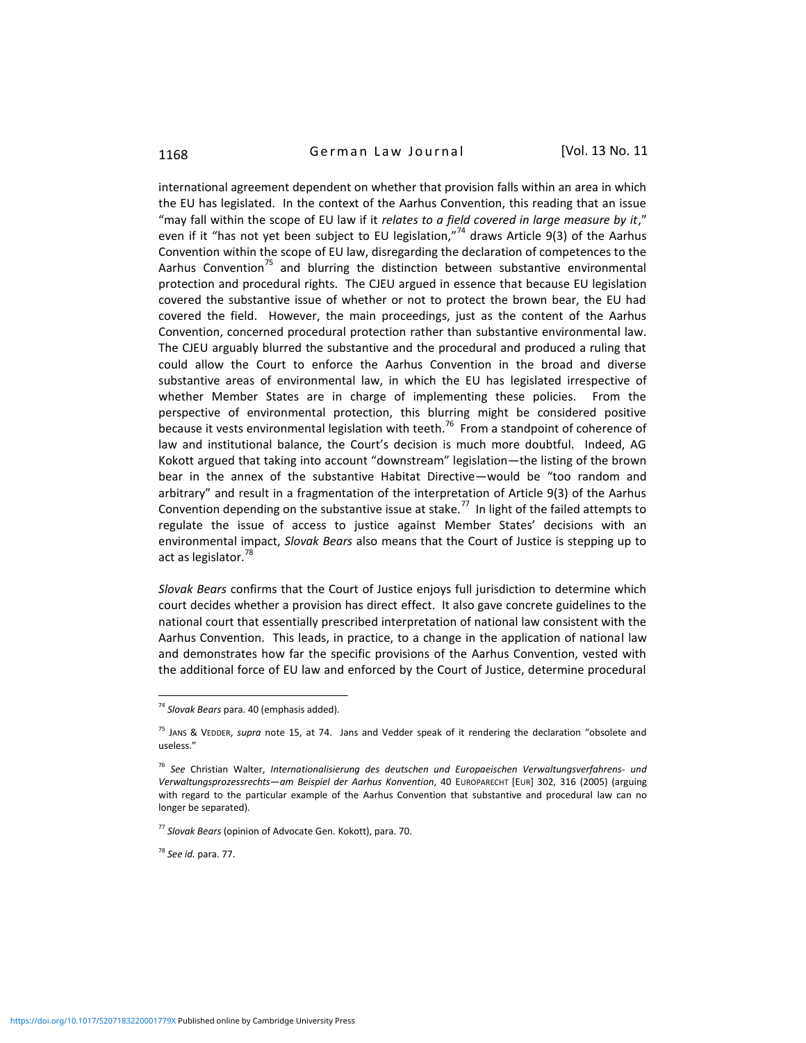international agreement dependent on whether that provision falls within an area in which the EU has legislated. In the context of the Aarhus Convention, this reading that an issue "may fall within the scope of EU law if it *relates to a field covered in large measure by it*," even if it "has not yet been subject to EU legislation,"[74] draws Article 9(3) of the Aarhus Convention within the scope of EU law, disregarding the declaration of competences to the Aarhus Convention[75] and blurring the distinction between substantive environmental protection and procedural rights. The CJEU argued in essence that because EU legislation covered the substantive issue of whether or not to protect the brown bear, the EU had covered the field. However, the main proceedings, just as the content of the Aarhus Convention, concerned procedural protection rather than substantive environmental law. The CJEU arguably blurred the substantive and the procedural and produced a ruling that could allow the Court to enforce the Aarhus Convention in the broad and diverse substantive areas of environmental law, in which the EU has legislated irrespective of whether Member States are in charge of implementing these policies. From the perspective of environmental protection, this blurring might be considered positive because it vests environmental legislation with teeth.[76] From a standpoint of coherence of law and institutional balance, the Court's decision is much more doubtful. Indeed, AG Kokott argued that taking into account "downstream" legislation—the listing of the brown bear in the annex of the substantive Habitat Directive—would be "too random and arbitrary" and result in a fragmentation of the interpretation of Article 9(3) of the Aarhus Convention depending on the substantive issue at stake.[77] In light of the failed attempts to regulate the issue of access to justice against Member States' decisions with an environmental impact, *Slovak Bears* also means that the Court of Justice is stepping up to act as legislator.[78]

*Slovak Bears* confirms that the Court of Justice enjoys full jurisdiction to determine which court decides whether a provision has direct effect. It also gave concrete guidelines to the national court that essentially prescribed interpretation of national law consistent with the Aarhus Convention. This leads, in practice, to a change in the application of national law and demonstrates how far the specific provisions of the Aarhus Convention, vested with the additional force of EU law and enforced by the Court of Justice, determine procedural

---

[74] *Slovak Bears* para. 40 (emphasis added).

[75] JANS & VEDDER, *supra* note 15, at 74. Jans and Vedder speak of it rendering the declaration "obsolete and useless."

[76] *See* Christian Walter, *Internationalisierung des deutschen und Europaeischen Verwaltungsverfahrens- und Verwaltungsprozessrechts—am Beispiel der Aarhus Konvention*, 40 EUROPARECHT [EUR] 302, 316 (2005) (arguing with regard to the particular example of the Aarhus Convention that substantive and procedural law can no longer be separated).

[77] *Slovak Bears* (opinion of Advocate Gen. Kokott), para. 70.

[78] *See id.* para. 77.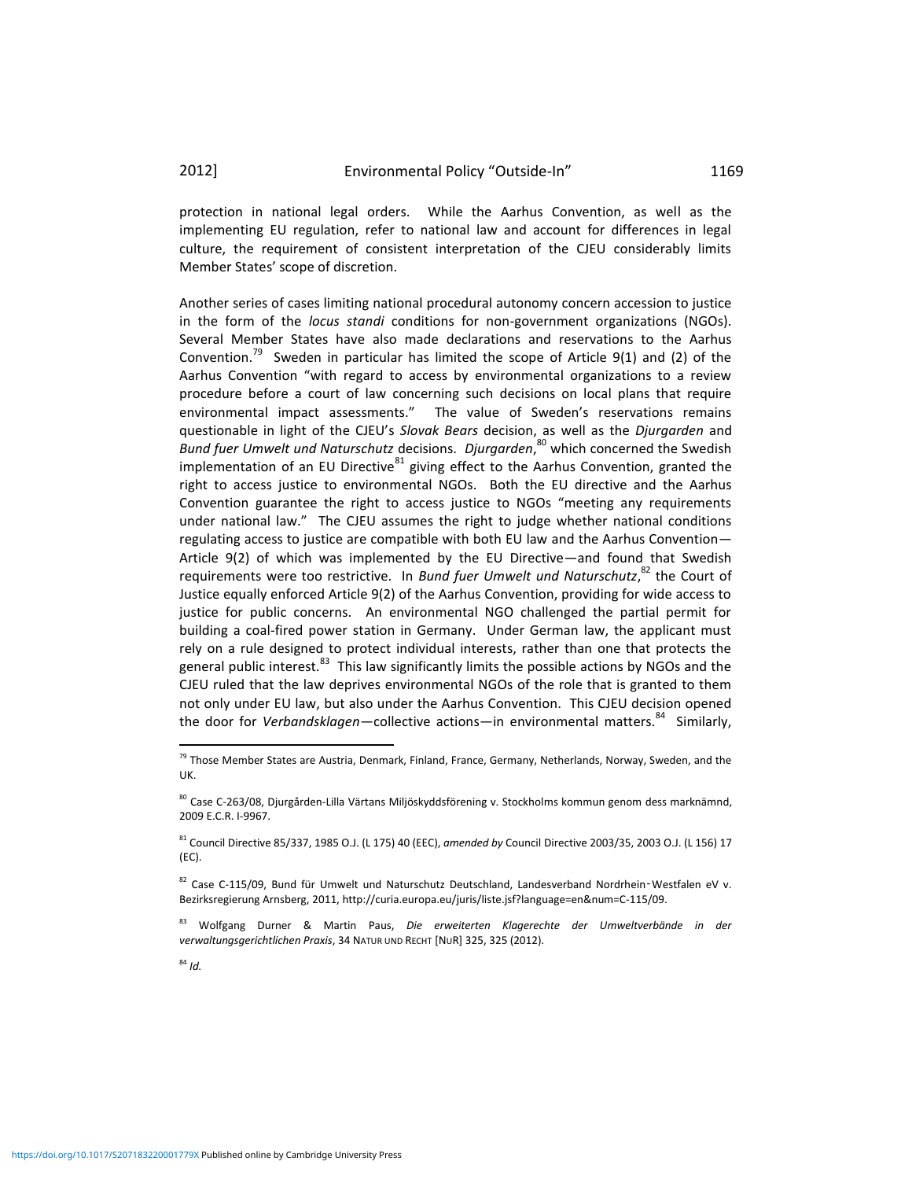protection in national legal orders. While the Aarhus Convention, as well as the implementing EU regulation, refer to national law and account for differences in legal culture, the requirement of consistent interpretation of the CJEU considerably limits Member States' scope of discretion.

Another series of cases limiting national procedural autonomy concern accession to justice in the form of the *locus standi* conditions for non-government organizations (NGOs). Several Member States have also made declarations and reservations to the Aarhus Convention.[79] Sweden in particular has limited the scope of Article 9(1) and (2) of the Aarhus Convention "with regard to access by environmental organizations to a review procedure before a court of law concerning such decisions on local plans that require environmental impact assessments." The value of Sweden's reservations remains questionable in light of the CJEU's *Slovak Bears* decision, as well as the *Djurgarden* and *Bund fuer Umwelt und Naturschutz* decisions. *Djurgarden*,[80] which concerned the Swedish implementation of an EU Directive[81] giving effect to the Aarhus Convention, granted the right to access justice to environmental NGOs. Both the EU directive and the Aarhus Convention guarantee the right to access justice to NGOs "meeting any requirements under national law." The CJEU assumes the right to judge whether national conditions regulating access to justice are compatible with both EU law and the Aarhus Convention—Article 9(2) of which was implemented by the EU Directive—and found that Swedish requirements were too restrictive. In *Bund fuer Umwelt und Naturschutz*,[82] the Court of Justice equally enforced Article 9(2) of the Aarhus Convention, providing for wide access to justice for public concerns. An environmental NGO challenged the partial permit for building a coal-fired power station in Germany. Under German law, the applicant must rely on a rule designed to protect individual interests, rather than one that protects the general public interest.[83] This law significantly limits the possible actions by NGOs and the CJEU ruled that the law deprives environmental NGOs of the role that is granted to them not only under EU law, but also under the Aarhus Convention. This CJEU decision opened the door for *Verbandsklagen*—collective actions—in environmental matters.[84] Similarly,

---

[79] Those Member States are Austria, Denmark, Finland, France, Germany, Netherlands, Norway, Sweden, and the UK.

[80] Case C-263/08, Djurgården-Lilla Värtans Miljöskyddsförening v. Stockholms kommun genom dess marknämnd, 2009 E.C.R. I-9967.

[81] Council Directive 85/337, 1985 O.J. (L 175) 40 (EEC), *amended by* Council Directive 2003/35, 2003 O.J. (L 156) 17 (EC).

[82] Case C-115/09, Bund für Umwelt und Naturschutz Deutschland, Landesverband Nordrhein-Westfalen eV v. Bezirksregierung Arnsberg, 2011, http://curia.europa.eu/juris/liste.jsf?language=en&num=C-115/09.

[83] Wolfgang Durner & Martin Paus, *Die erweiterten Klagerechte der Umweltverbände in der verwaltungsgerichtlichen Praxis*, 34 NATUR UND RECHT [NUR] 325, 325 (2012).

[84] *Id.*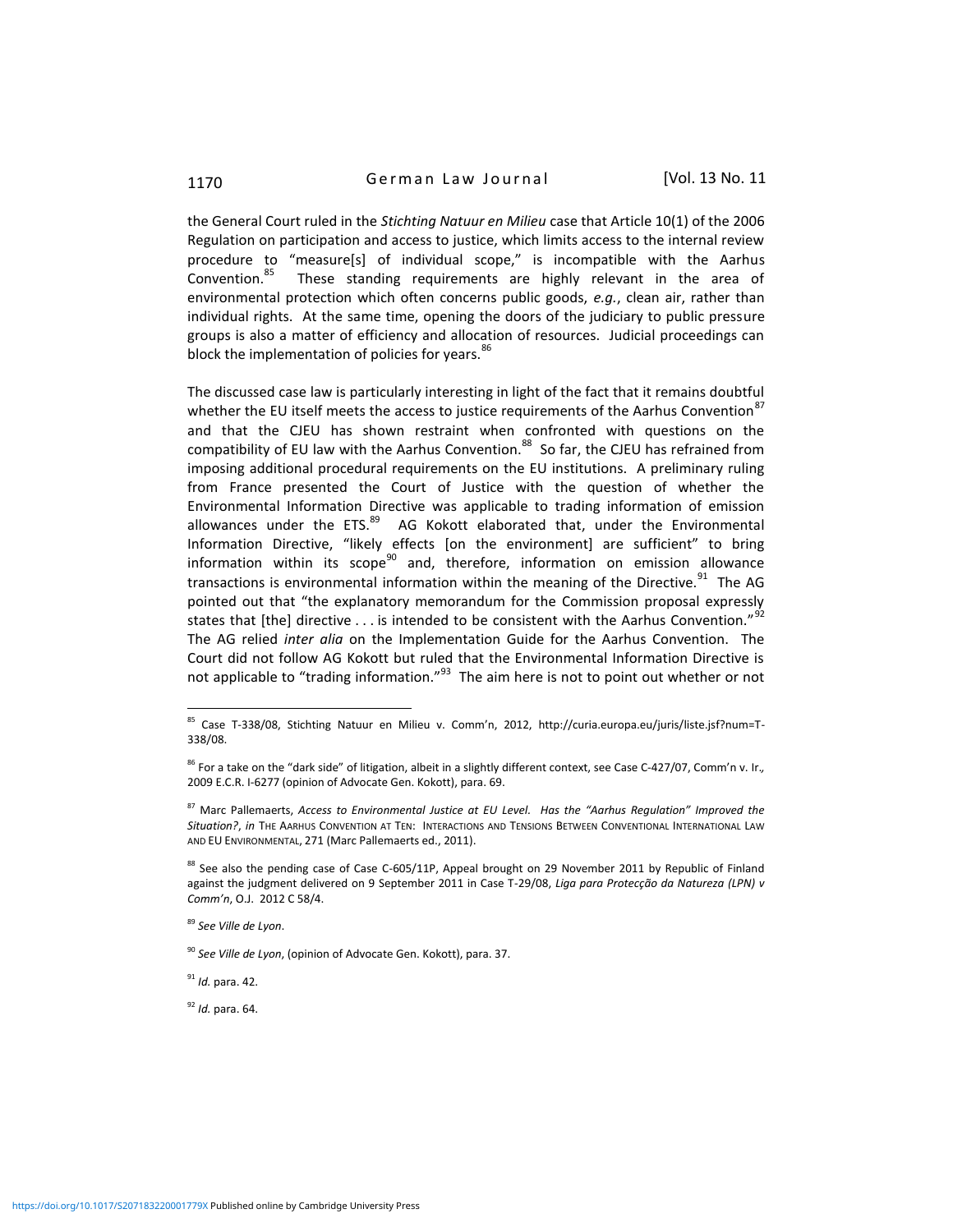the General Court ruled in the *Stichting Natuur en Milieu* case that Article 10(1) of the 2006 Regulation on participation and access to justice, which limits access to the internal review procedure to "measure[s] of individual scope," is incompatible with the Aarhus Convention.[85] These standing requirements are highly relevant in the area of environmental protection which often concerns public goods, *e.g.*, clean air, rather than individual rights. At the same time, opening the doors of the judiciary to public pressure groups is also a matter of efficiency and allocation of resources. Judicial proceedings can block the implementation of policies for years.[86]

The discussed case law is particularly interesting in light of the fact that it remains doubtful whether the EU itself meets the access to justice requirements of the Aarhus Convention[87] and that the CJEU has shown restraint when confronted with questions on the compatibility of EU law with the Aarhus Convention.[88] So far, the CJEU has refrained from imposing additional procedural requirements on the EU institutions. A preliminary ruling from France presented the Court of Justice with the question of whether the Environmental Information Directive was applicable to trading information of emission allowances under the ETS.[89] AG Kokott elaborated that, under the Environmental Information Directive, "likely effects [on the environment] are sufficient" to bring information within its scope[90] and, therefore, information on emission allowance transactions is environmental information within the meaning of the Directive.[91] The AG pointed out that "the explanatory memorandum for the Commission proposal expressly states that [the] directive . . . is intended to be consistent with the Aarhus Convention."[92] The AG relied *inter alia* on the Implementation Guide for the Aarhus Convention. The Court did not follow AG Kokott but ruled that the Environmental Information Directive is not applicable to "trading information."[93] The aim here is not to point out whether or not

---

[85] Case T-338/08, Stichting Natuur en Milieu v. Comm'n, 2012, http://curia.europa.eu/juris/liste.jsf?num=T-338/08.

[86] For a take on the "dark side" of litigation, albeit in a slightly different context, see Case C-427/07, Comm'n v. Ir., 2009 E.C.R. I-6277 (opinion of Advocate Gen. Kokott), para. 69.

[87] Marc Pallemaerts, *Access to Environmental Justice at EU Level. Has the "Aarhus Regulation" Improved the Situation?*, *in* THE AARHUS CONVENTION AT TEN: INTERACTIONS AND TENSIONS BETWEEN CONVENTIONAL INTERNATIONAL LAW AND EU ENVIRONMENTAL, 271 (Marc Pallemaerts ed., 2011).

[88] See also the pending case of Case C-605/11P, Appeal brought on 29 November 2011 by Republic of Finland against the judgment delivered on 9 September 2011 in Case T-29/08, *Liga para Protecção da Natureza (LPN) v Comm'n*, O.J. 2012 C 58/4.

[89] *See Ville de Lyon*.

[90] *See Ville de Lyon*, (opinion of Advocate Gen. Kokott), para. 37.

[91] *Id.* para. 42.

[92] *Id.* para. 64.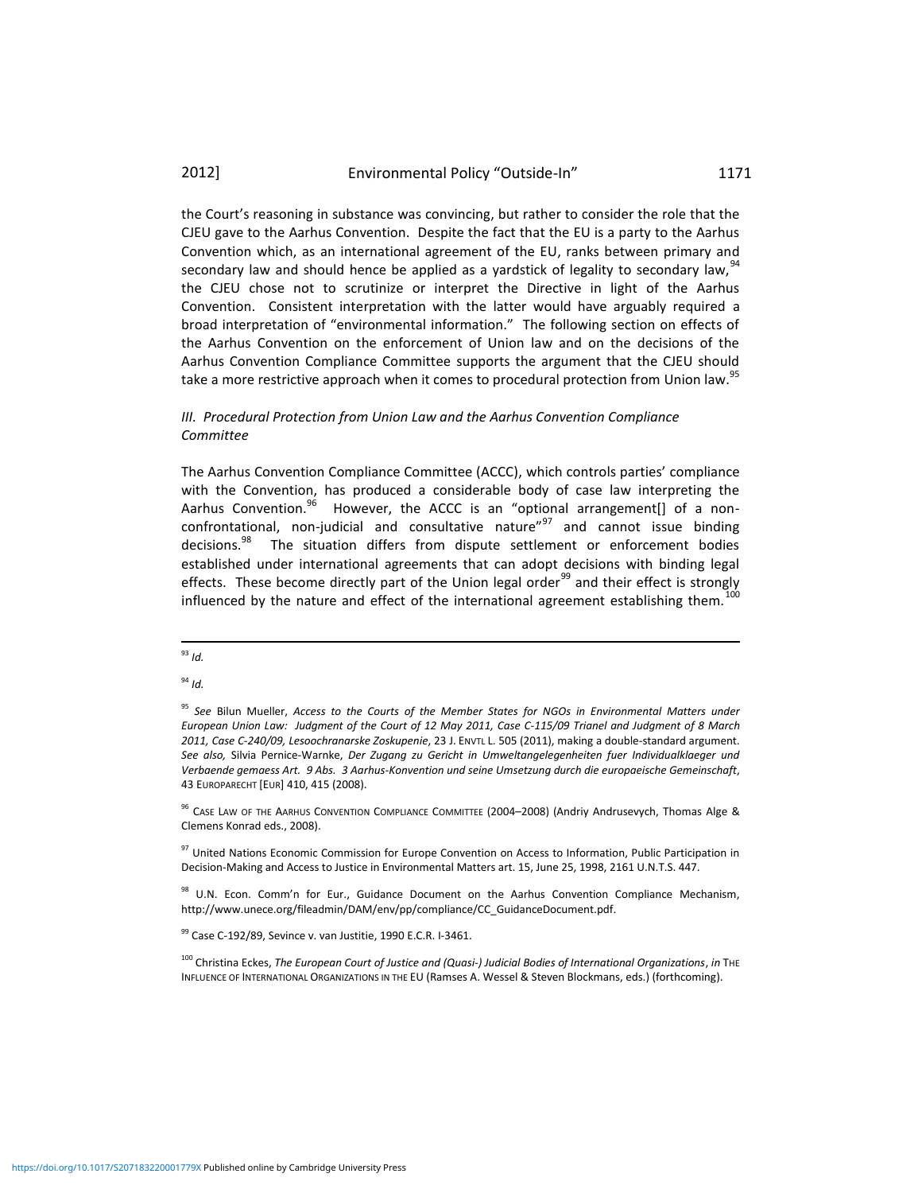the Court's reasoning in substance was convincing, but rather to consider the role that the CJEU gave to the Aarhus Convention. Despite the fact that the EU is a party to the Aarhus Convention which, as an international agreement of the EU, ranks between primary and secondary law and should hence be applied as a yardstick of legality to secondary law,[94] the CJEU chose not to scrutinize or interpret the Directive in light of the Aarhus Convention. Consistent interpretation with the latter would have arguably required a broad interpretation of "environmental information." The following section on effects of the Aarhus Convention on the enforcement of Union law and on the decisions of the Aarhus Convention Compliance Committee supports the argument that the CJEU should take a more restrictive approach when it comes to procedural protection from Union law.[95]

### *III. Procedural Protection from Union Law and the Aarhus Convention Compliance Committee*

The Aarhus Convention Compliance Committee (ACCC), which controls parties' compliance with the Convention, has produced a considerable body of case law interpreting the Aarhus Convention.[96] However, the ACCC is an "optional arrangement[] of a non-confrontational, non-judicial and consultative nature"[97] and cannot issue binding decisions.[98] The situation differs from dispute settlement or enforcement bodies established under international agreements that can adopt decisions with binding legal effects. These become directly part of the Union legal order[99] and their effect is strongly influenced by the nature and effect of the international agreement establishing them.[100]

---

[93] *Id.*

[94] *Id.*

[95] *See* Bilun Mueller, *Access to the Courts of the Member States for NGOs in Environmental Matters under European Union Law: Judgment of the Court of 12 May 2011, Case C-115/09 Trianel and Judgment of 8 March 2011, Case C-240/09, Lesoochranarske Zoskupenie*, 23 J. ENVTL L. 505 (2011), making a double-standard argument. *See also,* Silvia Pernice-Warnke, *Der Zugang zu Gericht in Umweltangelegenheiten fuer Individualklaeger und Verbaende gemaess Art. 9 Abs. 3 Aarhus-Konvention und seine Umsetzung durch die europaeische Gemeinschaft*, 43 EUROPARECHT [EUR] 410, 415 (2008).

[96] CASE LAW OF THE AARHUS CONVENTION COMPLIANCE COMMITTEE (2004–2008) (Andriy Andrusevych, Thomas Alge & Clemens Konrad eds., 2008).

[97] United Nations Economic Commission for Europe Convention on Access to Information, Public Participation in Decision-Making and Access to Justice in Environmental Matters art. 15, June 25, 1998, 2161 U.N.T.S. 447.

[98] U.N. Econ. Comm'n for Eur., Guidance Document on the Aarhus Convention Compliance Mechanism, http://www.unece.org/fileadmin/DAM/env/pp/compliance/CC_GuidanceDocument.pdf.

[99] Case C-192/89, Sevince v. van Justitie, 1990 E.C.R. I-3461.

[100] Christina Eckes, *The European Court of Justice and (Quasi-) Judicial Bodies of International Organizations*, *in* THE INFLUENCE OF INTERNATIONAL ORGANIZATIONS IN THE EU (Ramses A. Wessel & Steven Blockmans, eds.) (forthcoming).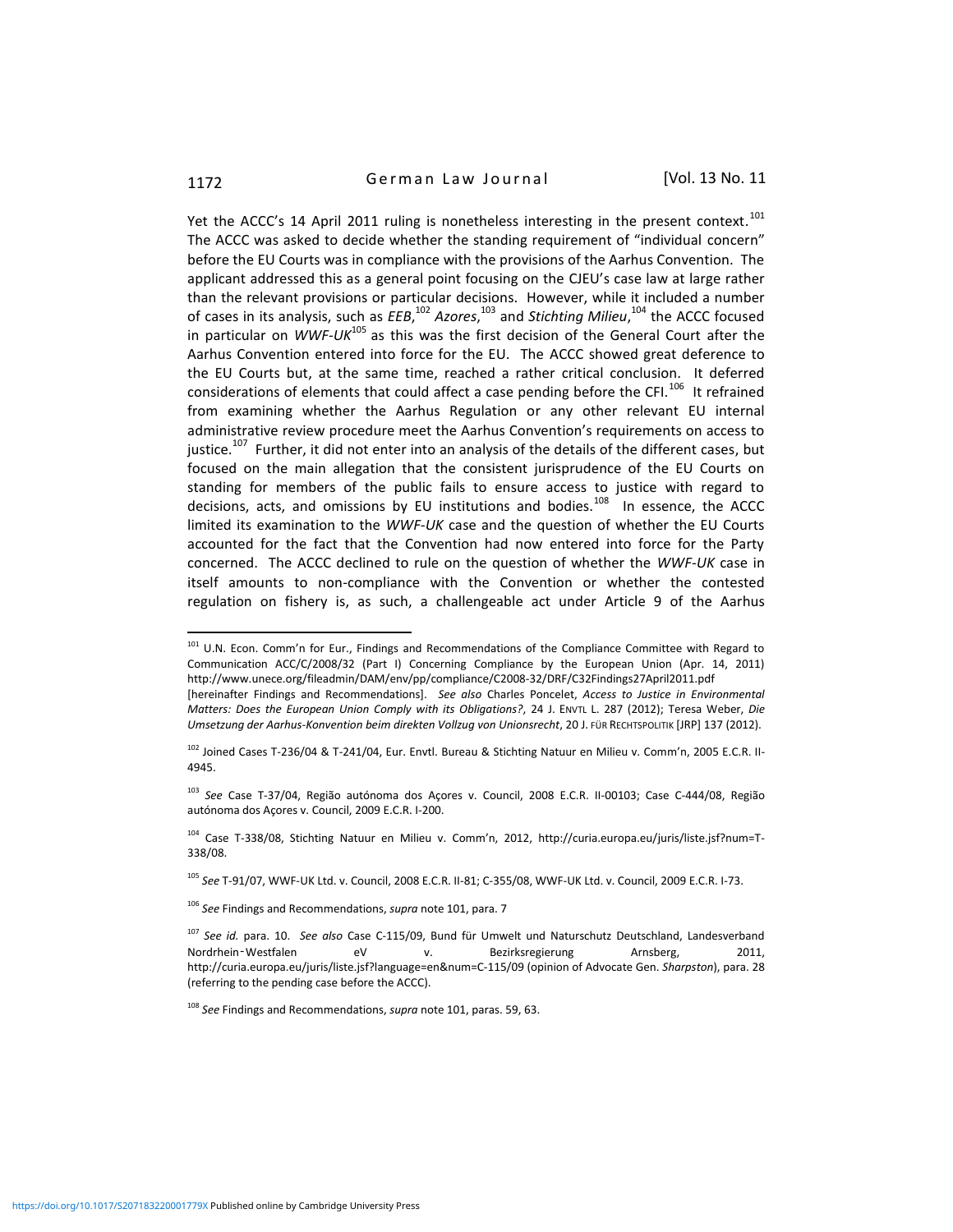Yet the ACCC's 14 April 2011 ruling is nonetheless interesting in the present context.[101] The ACCC was asked to decide whether the standing requirement of "individual concern" before the EU Courts was in compliance with the provisions of the Aarhus Convention. The applicant addressed this as a general point focusing on the CJEU's case law at large rather than the relevant provisions or particular decisions. However, while it included a number of cases in its analysis, such as *EEB*,[102] *Azores*,[103] and *Stichting Milieu*,[104] the ACCC focused in particular on *WWF-UK*[105] as this was the first decision of the General Court after the Aarhus Convention entered into force for the EU. The ACCC showed great deference to the EU Courts but, at the same time, reached a rather critical conclusion. It deferred considerations of elements that could affect a case pending before the CFI.[106] It refrained from examining whether the Aarhus Regulation or any other relevant EU internal administrative review procedure meet the Aarhus Convention's requirements on access to justice.[107] Further, it did not enter into an analysis of the details of the different cases, but focused on the main allegation that the consistent jurisprudence of the EU Courts on standing for members of the public fails to ensure access to justice with regard to decisions, acts, and omissions by EU institutions and bodies.[108] In essence, the ACCC limited its examination to the *WWF-UK* case and the question of whether the EU Courts accounted for the fact that the Convention had now entered into force for the Party concerned. The ACCC declined to rule on the question of whether the *WWF-UK* case in itself amounts to non-compliance with the Convention or whether the contested regulation on fishery is, as such, a challengeable act under Article 9 of the Aarhus

---

[101] U.N. Econ. Comm'n for Eur., Findings and Recommendations of the Compliance Committee with Regard to Communication ACC/C/2008/32 (Part I) Concerning Compliance by the European Union (Apr. 14, 2011) http://www.unece.org/fileadmin/DAM/env/pp/compliance/C2008-32/DRF/C32Findings27April2011.pdf [hereinafter Findings and Recommendations]. *See also* Charles Poncelet, *Access to Justice in Environmental Matters: Does the European Union Comply with its Obligations?*, 24 J. ENVTL L. 287 (2012); Teresa Weber, *Die Umsetzung der Aarhus-Konvention beim direkten Vollzug von Unionsrecht*, 20 J. FÜR RECHTSPOLITIK [JRP] 137 (2012).

[102] Joined Cases T-236/04 & T-241/04, Eur. Envtl. Bureau & Stichting Natuur en Milieu v. Comm'n, 2005 E.C.R. II-4945.

[103] *See* Case T-37/04, Região autónoma dos Açores v. Council, 2008 E.C.R. II-00103; Case C-444/08, Região autónoma dos Açores v. Council, 2009 E.C.R. I-200.

[104] Case T-338/08, Stichting Natuur en Milieu v. Comm'n, 2012, http://curia.europa.eu/juris/liste.jsf?num=T-338/08.

[105] *See* T-91/07, WWF-UK Ltd. v. Council, 2008 E.C.R. II-81; C-355/08, WWF-UK Ltd. v. Council, 2009 E.C.R. I-73.

[106] *See* Findings and Recommendations, *supra* note 101, para. 7

[107] *See id.* para. 10. *See also* Case C-115/09, Bund für Umwelt und Naturschutz Deutschland, Landesverband Nordrhein-Westfalen eV v. Bezirksregierung Arnsberg, 2011, http://curia.europa.eu/juris/liste.jsf?language=en&num=C-115/09 (opinion of Advocate Gen. *Sharpston*), para. 28 (referring to the pending case before the ACCC).

[108] *See* Findings and Recommendations, *supra* note 101, paras. 59, 63.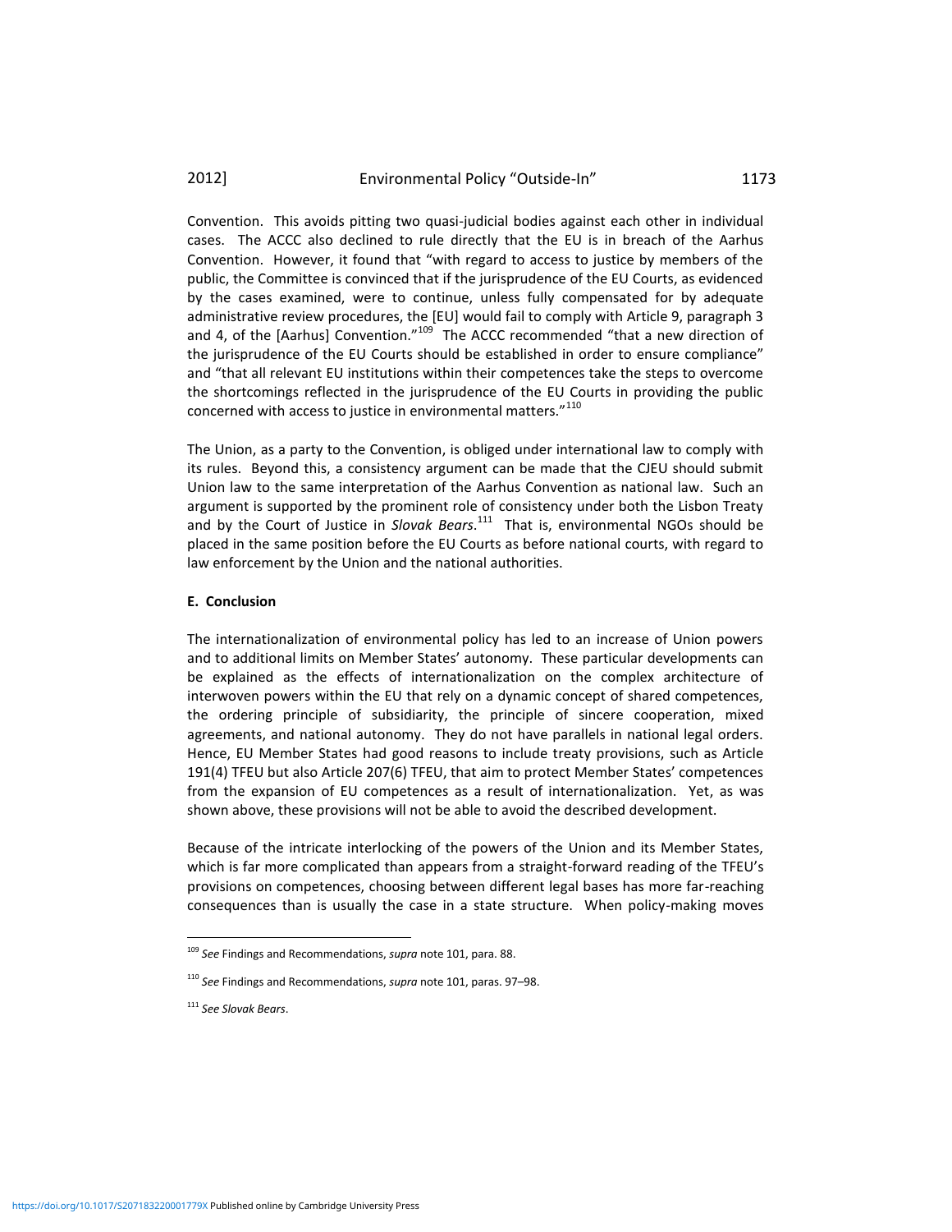Convention. This avoids pitting two quasi-judicial bodies against each other in individual cases. The ACCC also declined to rule directly that the EU is in breach of the Aarhus Convention. However, it found that "with regard to access to justice by members of the public, the Committee is convinced that if the jurisprudence of the EU Courts, as evidenced by the cases examined, were to continue, unless fully compensated for by adequate administrative review procedures, the [EU] would fail to comply with Article 9, paragraph 3 and 4, of the [Aarhus] Convention."[109] The ACCC recommended "that a new direction of the jurisprudence of the EU Courts should be established in order to ensure compliance" and "that all relevant EU institutions within their competences take the steps to overcome the shortcomings reflected in the jurisprudence of the EU Courts in providing the public concerned with access to justice in environmental matters."[110]

The Union, as a party to the Convention, is obliged under international law to comply with its rules. Beyond this, a consistency argument can be made that the CJEU should submit Union law to the same interpretation of the Aarhus Convention as national law. Such an argument is supported by the prominent role of consistency under both the Lisbon Treaty and by the Court of Justice in *Slovak Bears*.[111] That is, environmental NGOs should be placed in the same position before the EU Courts as before national courts, with regard to law enforcement by the Union and the national authorities.

**E. Conclusion**

The internationalization of environmental policy has led to an increase of Union powers and to additional limits on Member States' autonomy. These particular developments can be explained as the effects of internationalization on the complex architecture of interwoven powers within the EU that rely on a dynamic concept of shared competences, the ordering principle of subsidiarity, the principle of sincere cooperation, mixed agreements, and national autonomy. They do not have parallels in national legal orders. Hence, EU Member States had good reasons to include treaty provisions, such as Article 191(4) TFEU but also Article 207(6) TFEU, that aim to protect Member States' competences from the expansion of EU competences as a result of internationalization. Yet, as was shown above, these provisions will not be able to avoid the described development.

Because of the intricate interlocking of the powers of the Union and its Member States, which is far more complicated than appears from a straight-forward reading of the TFEU's provisions on competences, choosing between different legal bases has more far-reaching consequences than is usually the case in a state structure. When policy-making moves

---

[109] *See* Findings and Recommendations, *supra* note 101, para. 88.

[110] *See* Findings and Recommendations, *supra* note 101, paras. 97–98.

[111] *See Slovak Bears*.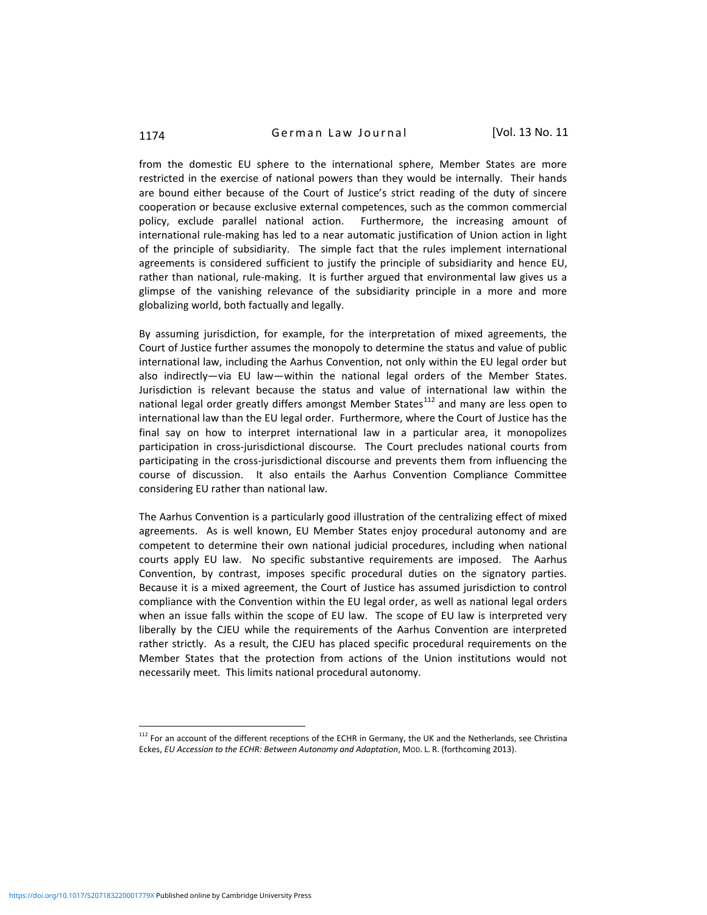from the domestic EU sphere to the international sphere, Member States are more restricted in the exercise of national powers than they would be internally. Their hands are bound either because of the Court of Justice's strict reading of the duty of sincere cooperation or because exclusive external competences, such as the common commercial policy, exclude parallel national action. Furthermore, the increasing amount of international rule-making has led to a near automatic justification of Union action in light of the principle of subsidiarity. The simple fact that the rules implement international agreements is considered sufficient to justify the principle of subsidiarity and hence EU, rather than national, rule-making. It is further argued that environmental law gives us a glimpse of the vanishing relevance of the subsidiarity principle in a more and more globalizing world, both factually and legally.

By assuming jurisdiction, for example, for the interpretation of mixed agreements, the Court of Justice further assumes the monopoly to determine the status and value of public international law, including the Aarhus Convention, not only within the EU legal order but also indirectly—via EU law—within the national legal orders of the Member States. Jurisdiction is relevant because the status and value of international law within the national legal order greatly differs amongst Member States[112] and many are less open to international law than the EU legal order. Furthermore, where the Court of Justice has the final say on how to interpret international law in a particular area, it monopolizes participation in cross-jurisdictional discourse. The Court precludes national courts from participating in the cross-jurisdictional discourse and prevents them from influencing the course of discussion. It also entails the Aarhus Convention Compliance Committee considering EU rather than national law.

The Aarhus Convention is a particularly good illustration of the centralizing effect of mixed agreements. As is well known, EU Member States enjoy procedural autonomy and are competent to determine their own national judicial procedures, including when national courts apply EU law. No specific substantive requirements are imposed. The Aarhus Convention, by contrast, imposes specific procedural duties on the signatory parties. Because it is a mixed agreement, the Court of Justice has assumed jurisdiction to control compliance with the Convention within the EU legal order, as well as national legal orders when an issue falls within the scope of EU law. The scope of EU law is interpreted very liberally by the CJEU while the requirements of the Aarhus Convention are interpreted rather strictly. As a result, the CJEU has placed specific procedural requirements on the Member States that the protection from actions of the Union institutions would not necessarily meet. This limits national procedural autonomy.

---

[112] For an account of the different receptions of the ECHR in Germany, the UK and the Netherlands, see Christina Eckes, *EU Accession to the ECHR: Between Autonomy and Adaptation*, MOD. L. R. (forthcoming 2013).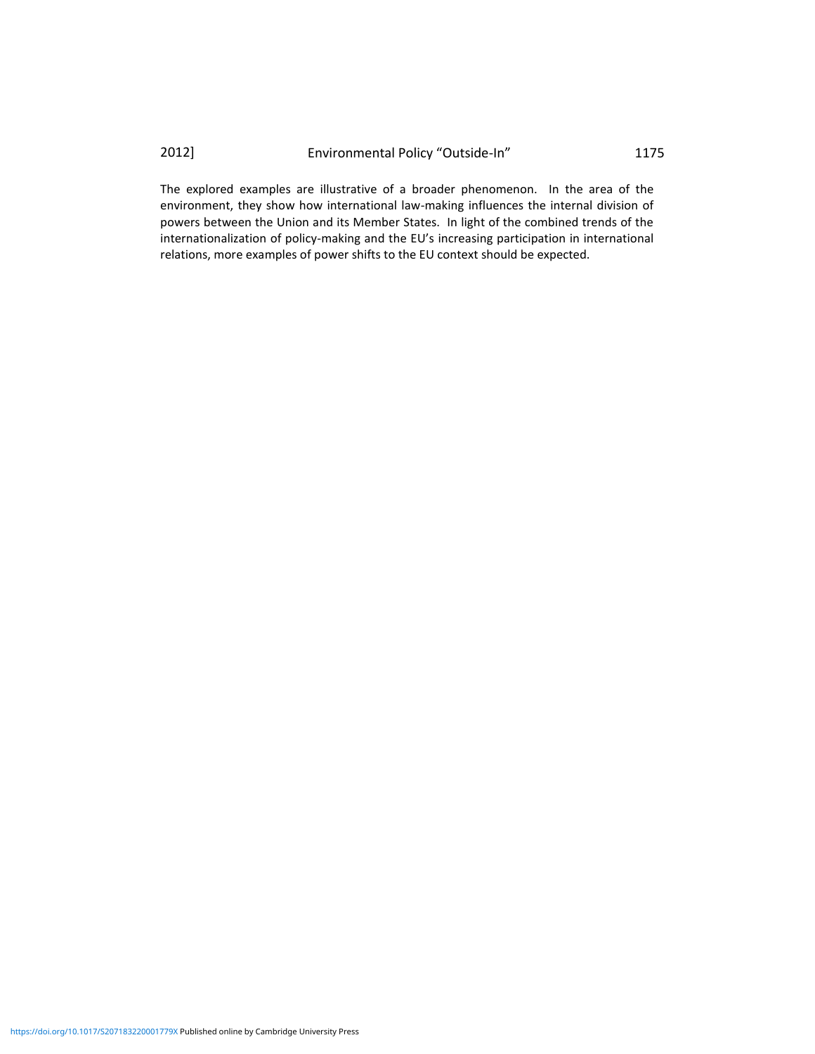The explored examples are illustrative of a broader phenomenon. In the area of the environment, they show how international law-making influences the internal division of powers between the Union and its Member States. In light of the combined trends of the internationalization of policy-making and the EU's increasing participation in international relations, more examples of power shifts to the EU context should be expected.